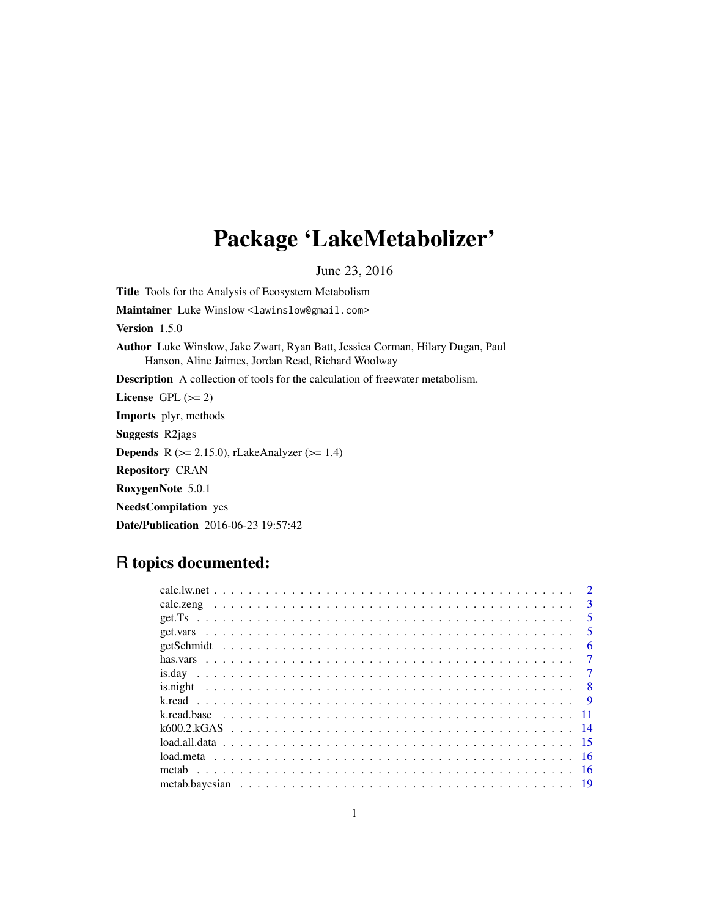# Package 'LakeMetabolizer'

June 23, 2016

**Title** Tools for the Analysis of Ecosystem Metabolism

**Maintainer** Luke Winslow <lawinslow@gmail.com>

**Version** 1.5.0

**Author** Luke Winslow, Jake Zwart, Ryan Batt, Jessica Corman, Hilary Dugan, Paul Hanson, Aline Jaimes, Jordan Read, Richard Woolway

**Description** A collection of tools for the calculation of freewater metabolism.

**License** GPL (>= 2)

**Imports** plyr, methods

**Suggests** R2jags

**Depends** R (>= 2.15.0), rLakeAnalyzer (>= 1.4)

**Repository** CRAN

**RoxygenNote** 5.0.1

**NeedsCompilation** yes

**Date/Publication** 2016-06-23 19:57:42

## R topics documented:

| | |
|---|---|
| calc.lw.net | 2 |
| calc.zeng | 3 |
| get.Ts | 5 |
| get.vars | 5 |
| getSchmidt | 6 |
| has.vars | 7 |
| is.day | 7 |
| is.night | 8 |
| k.read | 9 |
| k.read.base | 11 |
| k600.2.kGAS | 14 |
| load.all.data | 15 |
| load.meta | 16 |
| metab | 16 |
| metab.bayesian | 19 |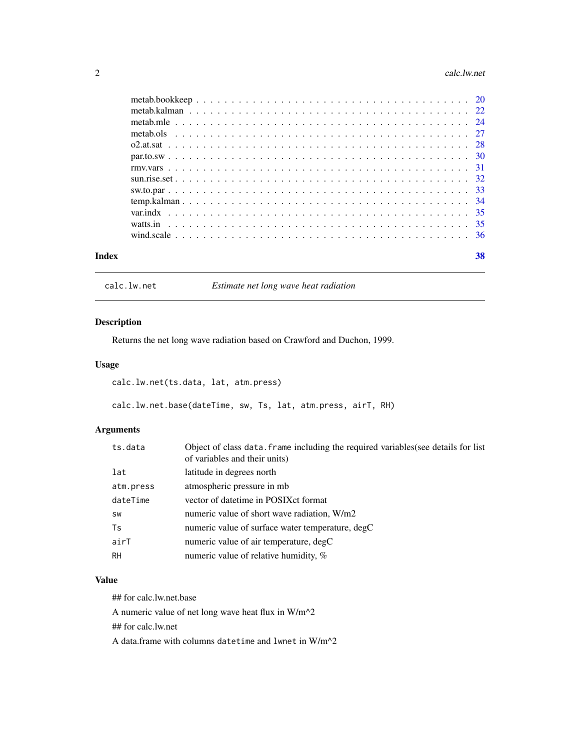metab.bookkeep . . . . . . . . . . . . . . . . . . . . . . . . . . . . . . . . . . . . 20
metab.kalman . . . . . . . . . . . . . . . . . . . . . . . . . . . . . . . . . . . . . 22
metab.mle . . . . . . . . . . . . . . . . . . . . . . . . . . . . . . . . . . . . . . . 24
metab.ols . . . . . . . . . . . . . . . . . . . . . . . . . . . . . . . . . . . . . . . 27
o2.at.sat . . . . . . . . . . . . . . . . . . . . . . . . . . . . . . . . . . . . . . . 28
par.to.sw . . . . . . . . . . . . . . . . . . . . . . . . . . . . . . . . . . . . . . . 30
rmv.vars . . . . . . . . . . . . . . . . . . . . . . . . . . . . . . . . . . . . . . . 31
sun.rise.set . . . . . . . . . . . . . . . . . . . . . . . . . . . . . . . . . . . . . 32
sw.to.par . . . . . . . . . . . . . . . . . . . . . . . . . . . . . . . . . . . . . . . 33
temp.kalman . . . . . . . . . . . . . . . . . . . . . . . . . . . . . . . . . . . . . 34
var.indx . . . . . . . . . . . . . . . . . . . . . . . . . . . . . . . . . . . . . . . 35
watts.in . . . . . . . . . . . . . . . . . . . . . . . . . . . . . . . . . . . . . . . 35
wind.scale . . . . . . . . . . . . . . . . . . . . . . . . . . . . . . . . . . . . . . 36

**Index** 38

---

`calc.lw.net` *Estimate net long wave heat radiation*

---

## Description

Returns the net long wave radiation based on Crawford and Duchon, 1999.

## Usage

```
calc.lw.net(ts.data, lat, atm.press)

calc.lw.net.base(dateTime, sw, Ts, lat, atm.press, airT, RH)
```

## Arguments

| | |
|---|---|
| `ts.data` | Object of class `data.frame` including the required variables(see details for list of variables and their units) |
| `lat` | latitude in degrees north |
| `atm.press` | atmospheric pressure in mb |
| `dateTime` | vector of datetime in POSIXct format |
| `sw` | numeric value of short wave radiation, W/m2 |
| `Ts` | numeric value of surface water temperature, degC |
| `airT` | numeric value of air temperature, degC |
| `RH` | numeric value of relative humidity, % |

## Value

## for calc.lw.net.base

A numeric value of net long wave heat flux in W/m^2

## for calc.lw.net

A data.frame with columns `datetime` and `lwnet` in W/m^2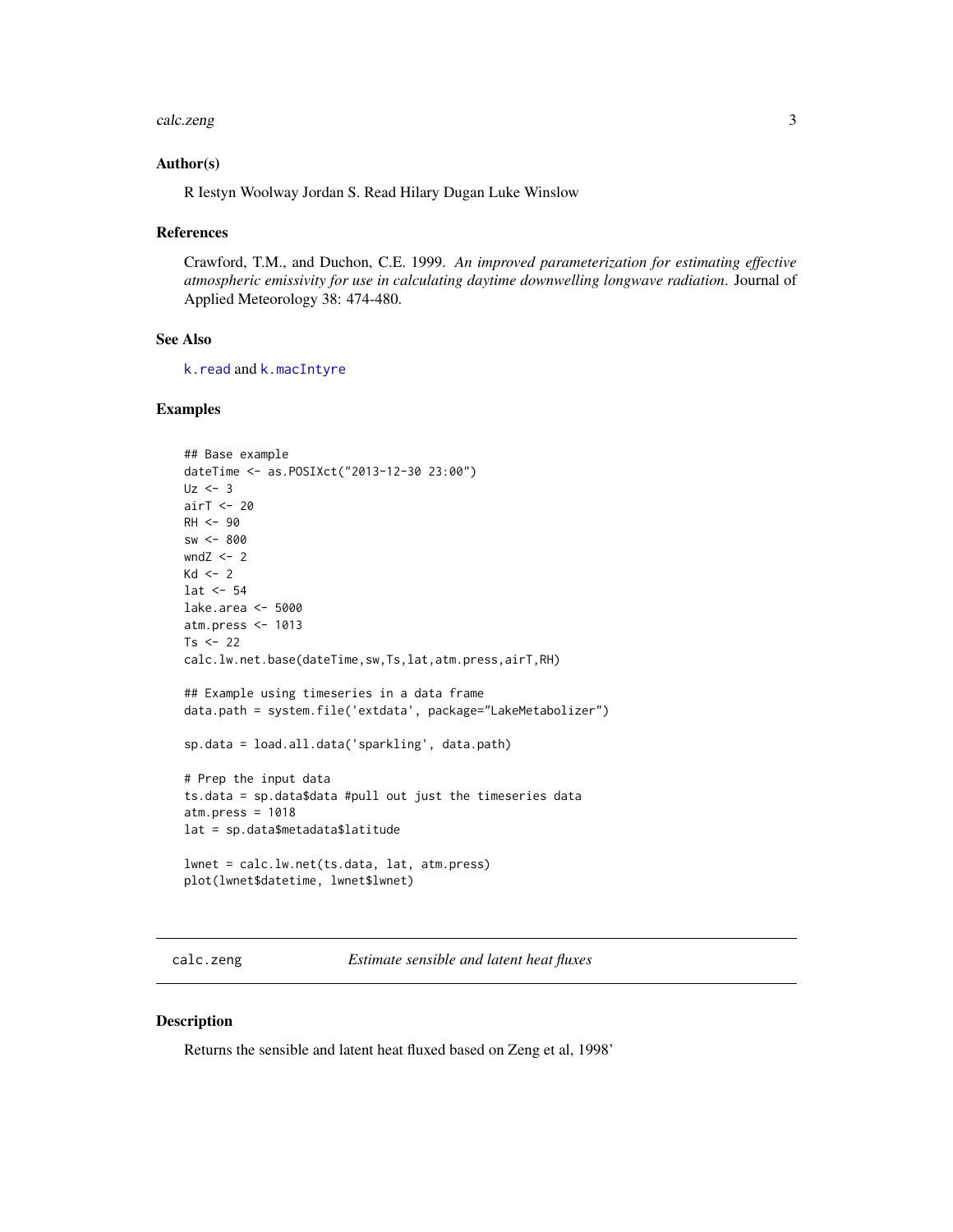### Author(s)

R Iestyn Woolway Jordan S. Read Hilary Dugan Luke Winslow

### References

Crawford, T.M., and Duchon, C.E. 1999. *An improved parameterization for estimating effective atmospheric emissivity for use in calculating daytime downwelling longwave radiation*. Journal of Applied Meteorology 38: 474-480.

### See Also

k.read and k.macIntyre

### Examples

```
## Base example
dateTime <- as.POSIXct("2013-12-30 23:00")
Uz <- 3
airT <- 20
RH <- 90
sw <- 800
wndZ <- 2
Kd <- 2
lat <- 54
lake.area <- 5000
atm.press <- 1013
Ts <- 22
calc.lw.net.base(dateTime,sw,Ts,lat,atm.press,airT,RH)

## Example using timeseries in a data frame
data.path = system.file('extdata', package="LakeMetabolizer")

sp.data = load.all.data('sparkling', data.path)

# Prep the input data
ts.data = sp.data$data #pull out just the timeseries data
atm.press = 1018
lat = sp.data$metadata$latitude

lwnet = calc.lw.net(ts.data, lat, atm.press)
plot(lwnet$datetime, lwnet$lwnet)
```

## calc.zeng — *Estimate sensible and latent heat fluxes*

### Description

Returns the sensible and latent heat fluxed based on Zeng et al, 1998'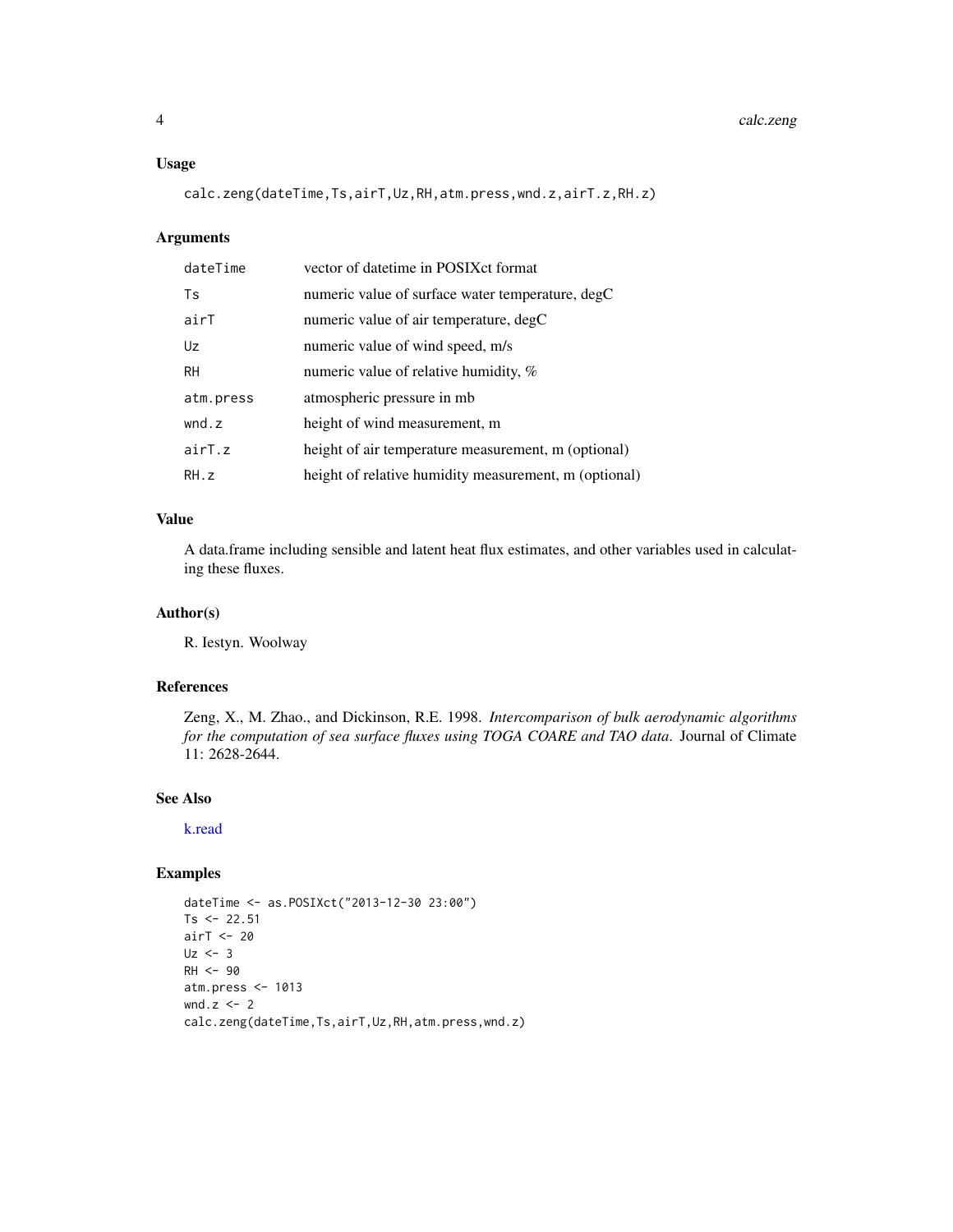## Usage

```
calc.zeng(dateTime,Ts,airT,Uz,RH,atm.press,wnd.z,airT.z,RH.z)
```

## Arguments

| | |
|---|---|
| dateTime | vector of datetime in POSIXct format |
| Ts | numeric value of surface water temperature, degC |
| airT | numeric value of air temperature, degC |
| Uz | numeric value of wind speed, m/s |
| RH | numeric value of relative humidity, % |
| atm.press | atmospheric pressure in mb |
| wnd.z | height of wind measurement, m |
| airT.z | height of air temperature measurement, m (optional) |
| RH.z | height of relative humidity measurement, m (optional) |

## Value

A data.frame including sensible and latent heat flux estimates, and other variables used in calculating these fluxes.

## Author(s)

R. Iestyn. Woolway

## References

Zeng, X., M. Zhao., and Dickinson, R.E. 1998. *Intercomparison of bulk aerodynamic algorithms for the computation of sea surface fluxes using TOGA COARE and TAO data*. Journal of Climate 11: 2628-2644.

## See Also

k.read

## Examples

```
dateTime <- as.POSIXct("2013-12-30 23:00")
Ts <- 22.51
airT <- 20
Uz <- 3
RH <- 90
atm.press <- 1013
wnd.z <- 2
calc.zeng(dateTime,Ts,airT,Uz,RH,atm.press,wnd.z)
```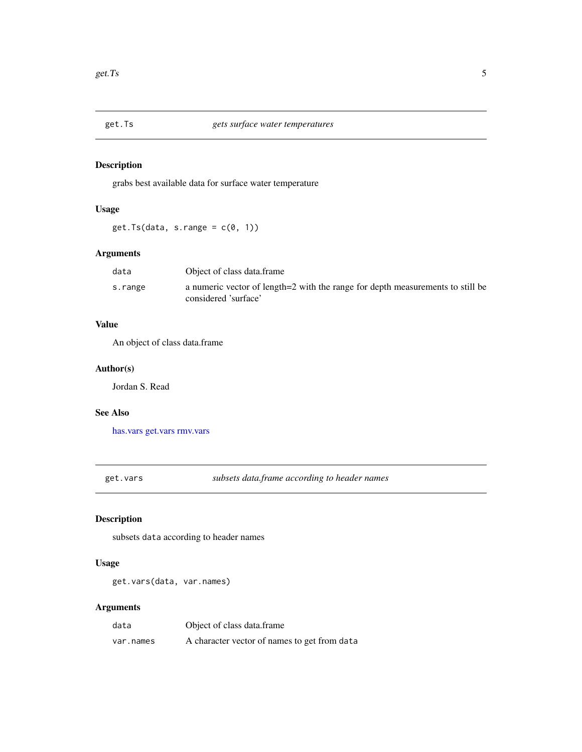## get.Ts *gets surface water temperatures*

### Description

grabs best available data for surface water temperature

### Usage

```
get.Ts(data, s.range = c(0, 1))
```

### Arguments

| | |
|---|---|
| `data` | Object of class data.frame |
| `s.range` | a numeric vector of length=2 with the range for depth measurements to still be considered 'surface' |

### Value

An object of class data.frame

### Author(s)

Jordan S. Read

### See Also

has.vars get.vars rmv.vars

## get.vars *subsets data.frame according to header names*

### Description

subsets `data` according to header names

### Usage

```
get.vars(data, var.names)
```

### Arguments

| | |
|---|---|
| `data` | Object of class data.frame |
| `var.names` | A character vector of names to get from `data` |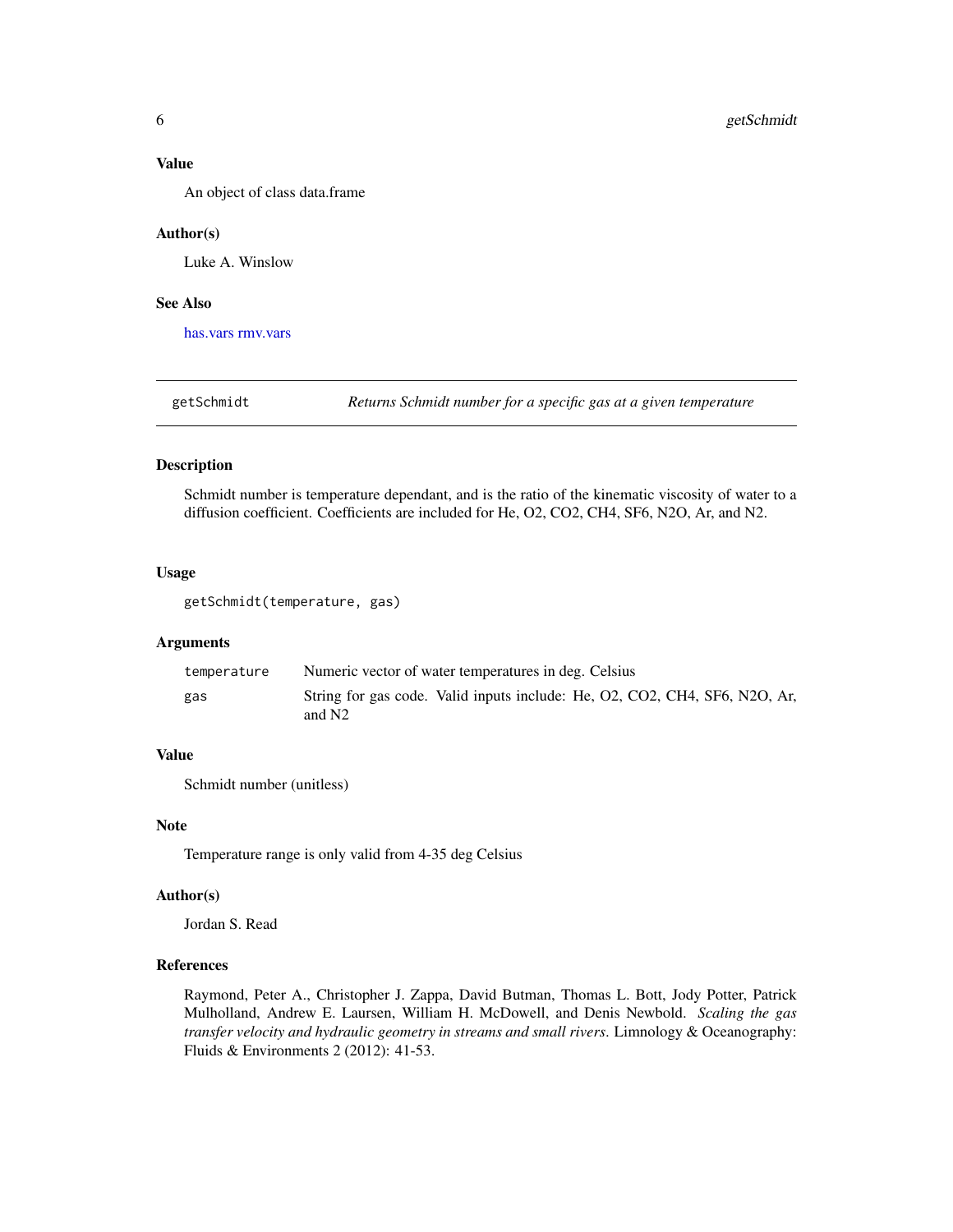### Value

An object of class data.frame

### Author(s)

Luke A. Winslow

### See Also

has.vars rmv.vars

---

## getSchmidt — *Returns Schmidt number for a specific gas at a given temperature*

---

### Description

Schmidt number is temperature dependant, and is the ratio of the kinematic viscosity of water to a diffusion coefficient. Coefficients are included for He, O2, CO2, CH4, SF6, N2O, Ar, and N2.

### Usage

```
getSchmidt(temperature, gas)
```

### Arguments

| | |
|---|---|
| `temperature` | Numeric vector of water temperatures in deg. Celsius |
| `gas` | String for gas code. Valid inputs include: He, O2, CO2, CH4, SF6, N2O, Ar, and N2 |

### Value

Schmidt number (unitless)

### Note

Temperature range is only valid from 4-35 deg Celsius

### Author(s)

Jordan S. Read

### References

Raymond, Peter A., Christopher J. Zappa, David Butman, Thomas L. Bott, Jody Potter, Patrick Mulholland, Andrew E. Laursen, William H. McDowell, and Denis Newbold. *Scaling the gas transfer velocity and hydraulic geometry in streams and small rivers*. Limnology & Oceanography: Fluids & Environments 2 (2012): 41-53.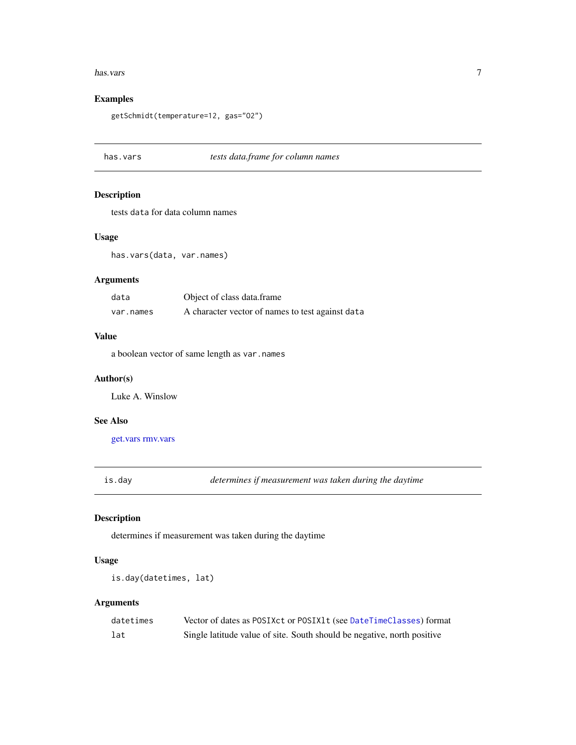### Examples

```
getSchmidt(temperature=12, gas="O2")
```

---

## has.vars *tests data.frame for column names*

### Description

tests `data` for data column names

### Usage

```
has.vars(data, var.names)
```

### Arguments

| | |
|---|---|
| `data` | Object of class data.frame |
| `var.names` | A character vector of names to test against `data` |

### Value

a boolean vector of same length as `var.names`

### Author(s)

Luke A. Winslow

### See Also

get.vars rmv.vars

---

## is.day *determines if measurement was taken during the daytime*

### Description

determines if measurement was taken during the daytime

### Usage

```
is.day(datetimes, lat)
```

### Arguments

| | |
|---|---|
| `datetimes` | Vector of dates as `POSIXct` or `POSIXlt` (see `DateTimeClasses`) format |
| `lat` | Single latitude value of site. South should be negative, north positive |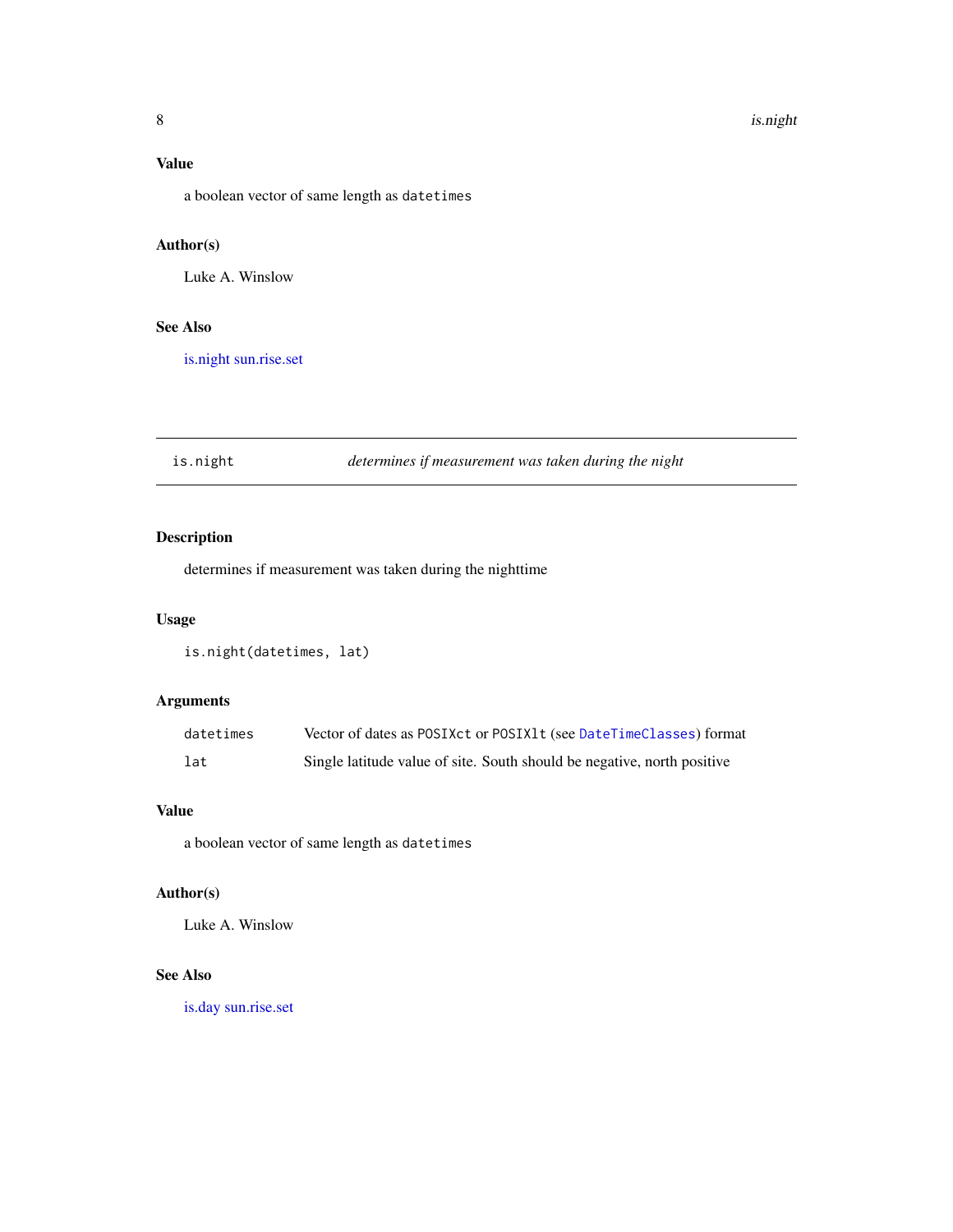### Value

a boolean vector of same length as `datetimes`

### Author(s)

Luke A. Winslow

### See Also

is.night sun.rise.set

---

## is.night — *determines if measurement was taken during the night*

---

### Description

determines if measurement was taken during the nighttime

### Usage

```
is.night(datetimes, lat)
```

### Arguments

| | |
|---|---|
| `datetimes` | Vector of dates as `POSIXct` or `POSIXlt` (see `DateTimeClasses`) format |
| `lat` | Single latitude value of site. South should be negative, north positive |

### Value

a boolean vector of same length as `datetimes`

### Author(s)

Luke A. Winslow

### See Also

is.day sun.rise.set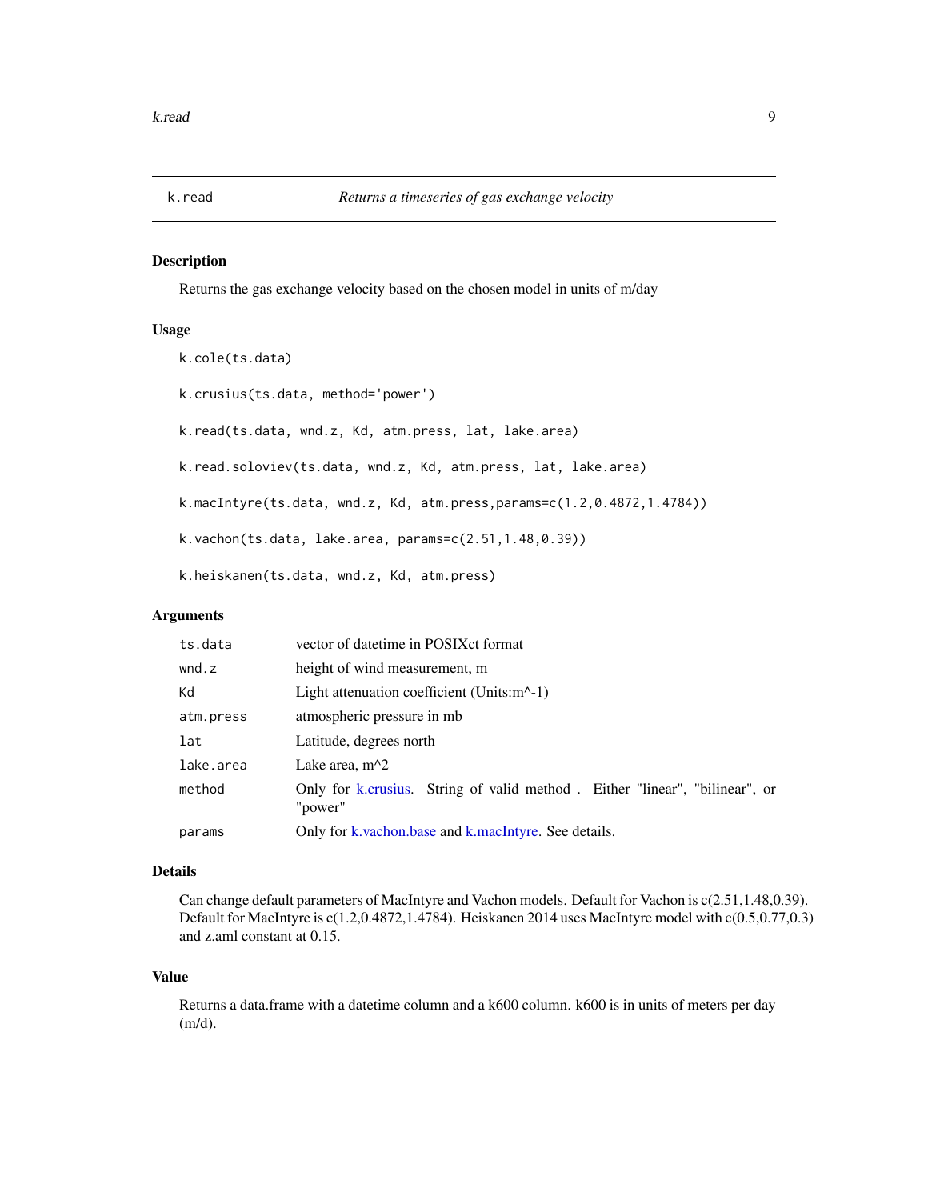## k.read — *Returns a timeseries of gas exchange velocity*

### Description

Returns the gas exchange velocity based on the chosen model in units of m/day

### Usage

```
k.cole(ts.data)

k.crusius(ts.data, method='power')

k.read(ts.data, wnd.z, Kd, atm.press, lat, lake.area)

k.read.soloviev(ts.data, wnd.z, Kd, atm.press, lat, lake.area)

k.macIntyre(ts.data, wnd.z, Kd, atm.press,params=c(1.2,0.4872,1.4784))

k.vachon(ts.data, lake.area, params=c(2.51,1.48,0.39))

k.heiskanen(ts.data, wnd.z, Kd, atm.press)
```

### Arguments

| | |
|---|---|
| `ts.data` | vector of datetime in POSIXct format |
| `wnd.z` | height of wind measurement, m |
| `Kd` | Light attenuation coefficient (Units:m^-1) |
| `atm.press` | atmospheric pressure in mb |
| `lat` | Latitude, degrees north |
| `lake.area` | Lake area, m^2 |
| `method` | Only for k.crusius. String of valid method . Either "linear", "bilinear", or "power" |
| `params` | Only for k.vachon.base and k.macIntyre. See details. |

### Details

Can change default parameters of MacIntyre and Vachon models. Default for Vachon is c(2.51,1.48,0.39). Default for MacIntyre is c(1.2,0.4872,1.4784). Heiskanen 2014 uses MacIntyre model with c(0.5,0.77,0.3) and z.aml constant at 0.15.

### Value

Returns a data.frame with a datetime column and a k600 column. k600 is in units of meters per day (m/d).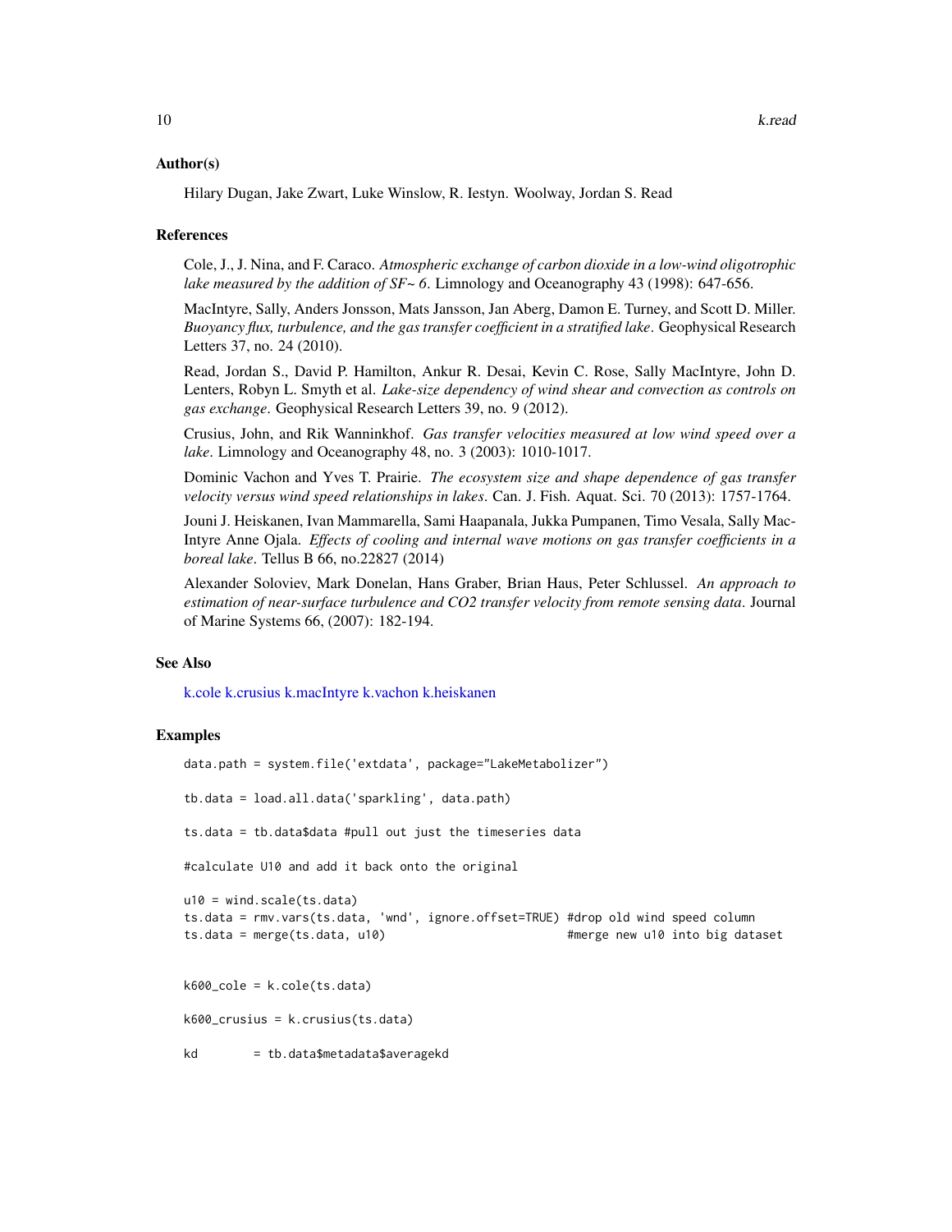### Author(s)

Hilary Dugan, Jake Zwart, Luke Winslow, R. Iestyn. Woolway, Jordan S. Read

### References

Cole, J., J. Nina, and F. Caraco. *Atmospheric exchange of carbon dioxide in a low-wind oligotrophic lake measured by the addition of SF~ 6*. Limnology and Oceanography 43 (1998): 647-656.

MacIntyre, Sally, Anders Jonsson, Mats Jansson, Jan Aberg, Damon E. Turney, and Scott D. Miller. *Buoyancy flux, turbulence, and the gas transfer coefficient in a stratified lake*. Geophysical Research Letters 37, no. 24 (2010).

Read, Jordan S., David P. Hamilton, Ankur R. Desai, Kevin C. Rose, Sally MacIntyre, John D. Lenters, Robyn L. Smyth et al. *Lake-size dependency of wind shear and convection as controls on gas exchange*. Geophysical Research Letters 39, no. 9 (2012).

Crusius, John, and Rik Wanninkhof. *Gas transfer velocities measured at low wind speed over a lake*. Limnology and Oceanography 48, no. 3 (2003): 1010-1017.

Dominic Vachon and Yves T. Prairie. *The ecosystem size and shape dependence of gas transfer velocity versus wind speed relationships in lakes*. Can. J. Fish. Aquat. Sci. 70 (2013): 1757-1764.

Jouni J. Heiskanen, Ivan Mammarella, Sami Haapanala, Jukka Pumpanen, Timo Vesala, Sally MacIntyre Anne Ojala. *Effects of cooling and internal wave motions on gas transfer coefficients in a boreal lake*. Tellus B 66, no.22827 (2014)

Alexander Soloviev, Mark Donelan, Hans Graber, Brian Haus, Peter Schlussel. *An approach to estimation of near-surface turbulence and CO2 transfer velocity from remote sensing data*. Journal of Marine Systems 66, (2007): 182-194.

### See Also

k.cole k.crusius k.macIntyre k.vachon k.heiskanen

### Examples

```
data.path = system.file('extdata', package="LakeMetabolizer")

tb.data = load.all.data('sparkling', data.path)

ts.data = tb.data$data #pull out just the timeseries data

#calculate U10 and add it back onto the original

u10 = wind.scale(ts.data)
ts.data = rmv.vars(ts.data, 'wnd', ignore.offset=TRUE) #drop old wind speed column
ts.data = merge(ts.data, u10)                          #merge new u10 into big dataset


k600_cole = k.cole(ts.data)

k600_crusius = k.crusius(ts.data)

kd        = tb.data$metadata$averagekd
```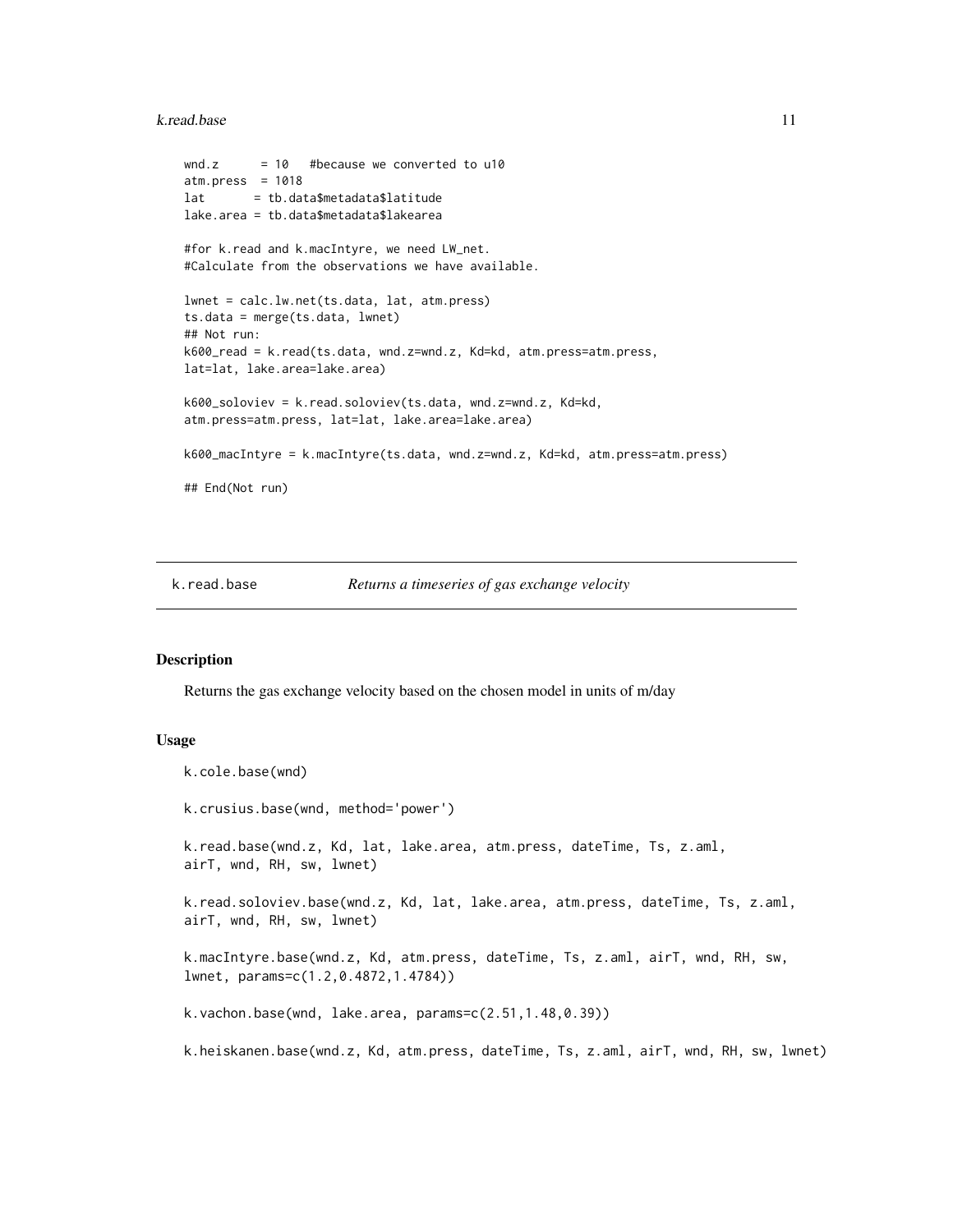```
wnd.z      = 10   #because we converted to u10
atm.press  = 1018
lat        = tb.data$metadata$latitude
lake.area = tb.data$metadata$lakearea

#for k.read and k.macIntyre, we need LW_net.
#Calculate from the observations we have available.

lwnet = calc.lw.net(ts.data, lat, atm.press)
ts.data = merge(ts.data, lwnet)
## Not run:
k600_read = k.read(ts.data, wnd.z=wnd.z, Kd=kd, atm.press=atm.press,
lat=lat, lake.area=lake.area)

k600_soloviev = k.read.soloviev(ts.data, wnd.z=wnd.z, Kd=kd,
atm.press=atm.press, lat=lat, lake.area=lake.area)

k600_macIntyre = k.macIntyre(ts.data, wnd.z=wnd.z, Kd=kd, atm.press=atm.press)

## End(Not run)
```

---

## k.read.base *Returns a timeseries of gas exchange velocity*

---

### Description

Returns the gas exchange velocity based on the chosen model in units of m/day

### Usage

```
k.cole.base(wnd)

k.crusius.base(wnd, method='power')

k.read.base(wnd.z, Kd, lat, lake.area, atm.press, dateTime, Ts, z.aml,
airT, wnd, RH, sw, lwnet)

k.read.soloviev.base(wnd.z, Kd, lat, lake.area, atm.press, dateTime, Ts, z.aml,
airT, wnd, RH, sw, lwnet)

k.macIntyre.base(wnd.z, Kd, atm.press, dateTime, Ts, z.aml, airT, wnd, RH, sw,
lwnet, params=c(1.2,0.4872,1.4784))

k.vachon.base(wnd, lake.area, params=c(2.51,1.48,0.39))

k.heiskanen.base(wnd.z, Kd, atm.press, dateTime, Ts, z.aml, airT, wnd, RH, sw, lwnet)
```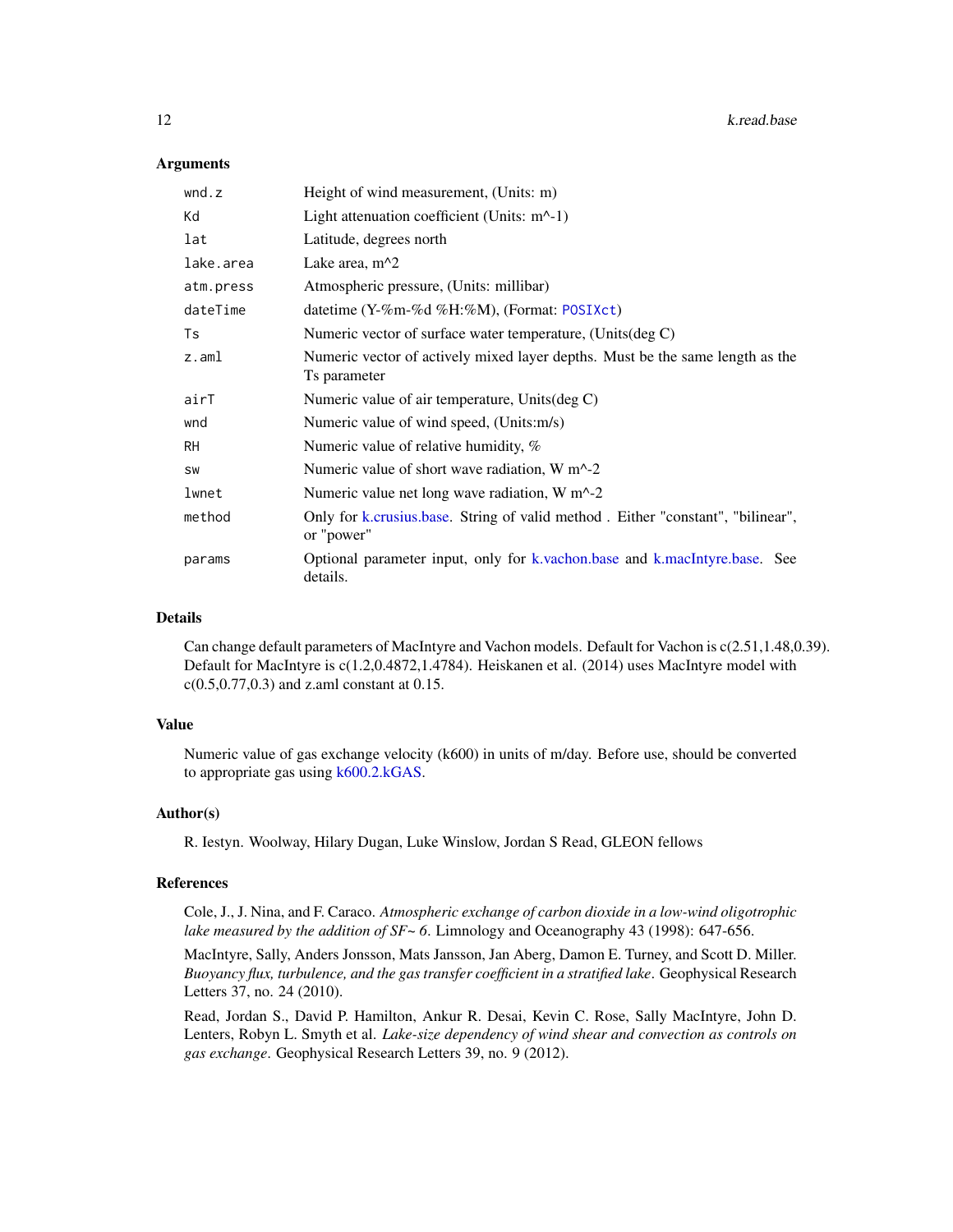## Arguments

| | |
|---|---|
| `wnd.z` | Height of wind measurement, (Units: m) |
| `Kd` | Light attenuation coefficient (Units: m^-1) |
| `lat` | Latitude, degrees north |
| `lake.area` | Lake area, m^2 |
| `atm.press` | Atmospheric pressure, (Units: millibar) |
| `dateTime` | datetime (Y-%m-%d %H:%M), (Format: `POSIXct`) |
| `Ts` | Numeric vector of surface water temperature, (Units(deg C) |
| `z.aml` | Numeric vector of actively mixed layer depths. Must be the same length as the Ts parameter |
| `airT` | Numeric value of air temperature, Units(deg C) |
| `wnd` | Numeric value of wind speed, (Units:m/s) |
| `RH` | Numeric value of relative humidity, % |
| `sw` | Numeric value of short wave radiation, W m^-2 |
| `lwnet` | Numeric value net long wave radiation, W m^-2 |
| `method` | Only for k.crusius.base. String of valid method . Either "constant", "bilinear", or "power" |
| `params` | Optional parameter input, only for k.vachon.base and k.macIntyre.base. See details. |

## Details

Can change default parameters of MacIntyre and Vachon models. Default for Vachon is c(2.51,1.48,0.39). Default for MacIntyre is c(1.2,0.4872,1.4784). Heiskanen et al. (2014) uses MacIntyre model with c(0.5,0.77,0.3) and z.aml constant at 0.15.

## Value

Numeric value of gas exchange velocity (k600) in units of m/day. Before use, should be converted to appropriate gas using k600.2.kGAS.

## Author(s)

R. Iestyn. Woolway, Hilary Dugan, Luke Winslow, Jordan S Read, GLEON fellows

## References

Cole, J., J. Nina, and F. Caraco. *Atmospheric exchange of carbon dioxide in a low-wind oligotrophic lake measured by the addition of SF~ 6*. Limnology and Oceanography 43 (1998): 647-656.

MacIntyre, Sally, Anders Jonsson, Mats Jansson, Jan Aberg, Damon E. Turney, and Scott D. Miller. *Buoyancy flux, turbulence, and the gas transfer coefficient in a stratified lake*. Geophysical Research Letters 37, no. 24 (2010).

Read, Jordan S., David P. Hamilton, Ankur R. Desai, Kevin C. Rose, Sally MacIntyre, John D. Lenters, Robyn L. Smyth et al. *Lake-size dependency of wind shear and convection as controls on gas exchange*. Geophysical Research Letters 39, no. 9 (2012).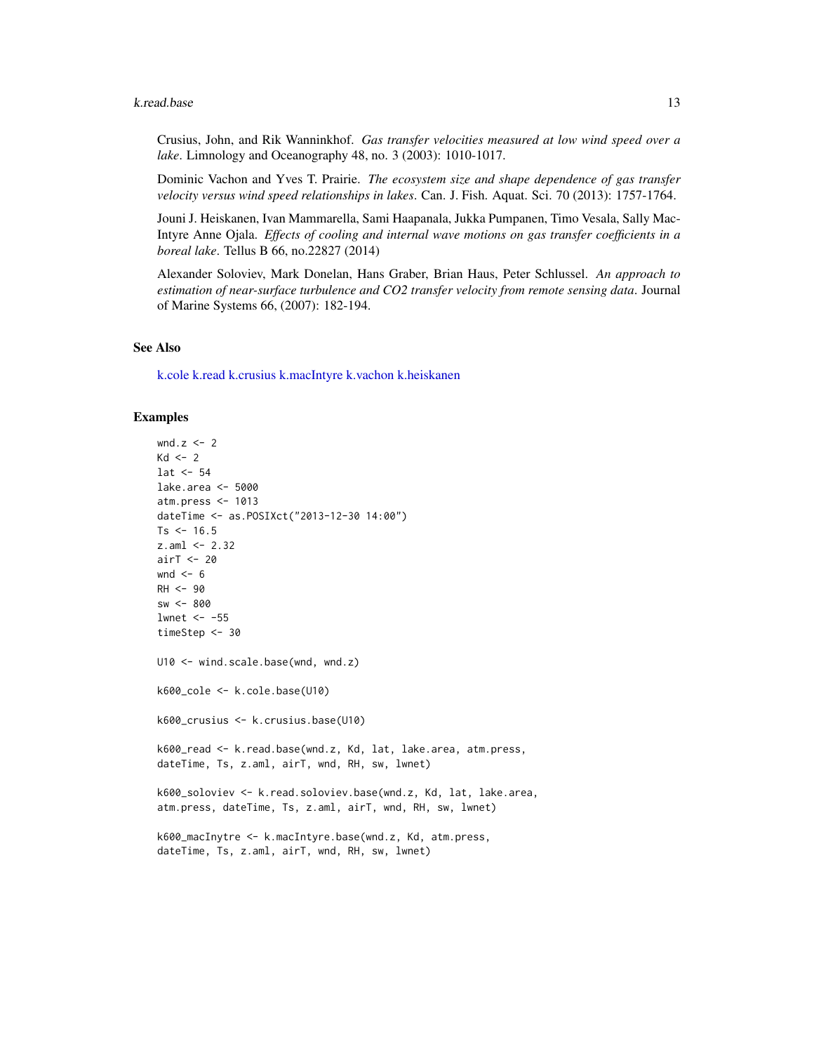Crusius, John, and Rik Wanninkhof. *Gas transfer velocities measured at low wind speed over a lake*. Limnology and Oceanography 48, no. 3 (2003): 1010-1017.

Dominic Vachon and Yves T. Prairie. *The ecosystem size and shape dependence of gas transfer velocity versus wind speed relationships in lakes*. Can. J. Fish. Aquat. Sci. 70 (2013): 1757-1764.

Jouni J. Heiskanen, Ivan Mammarella, Sami Haapanala, Jukka Pumpanen, Timo Vesala, Sally MacIntyre Anne Ojala. *Effects of cooling and internal wave motions on gas transfer coefficients in a boreal lake*. Tellus B 66, no.22827 (2014)

Alexander Soloviev, Mark Donelan, Hans Graber, Brian Haus, Peter Schlussel. *An approach to estimation of near-surface turbulence and CO2 transfer velocity from remote sensing data*. Journal of Marine Systems 66, (2007): 182-194.

## See Also

k.cole k.read k.crusius k.macIntyre k.vachon k.heiskanen

## Examples

```
wnd.z <- 2
Kd <- 2
lat <- 54
lake.area <- 5000
atm.press <- 1013
dateTime <- as.POSIXct("2013-12-30 14:00")
Ts <- 16.5
z.aml <- 2.32
airT <- 20
wnd <- 6
RH <- 90
sw <- 800
lwnet <- -55
timeStep <- 30

U10 <- wind.scale.base(wnd, wnd.z)

k600_cole <- k.cole.base(U10)

k600_crusius <- k.crusius.base(U10)

k600_read <- k.read.base(wnd.z, Kd, lat, lake.area, atm.press,
dateTime, Ts, z.aml, airT, wnd, RH, sw, lwnet)

k600_soloviev <- k.read.soloviev.base(wnd.z, Kd, lat, lake.area,
atm.press, dateTime, Ts, z.aml, airT, wnd, RH, sw, lwnet)

k600_macInytre <- k.macIntyre.base(wnd.z, Kd, atm.press,
dateTime, Ts, z.aml, airT, wnd, RH, sw, lwnet)
```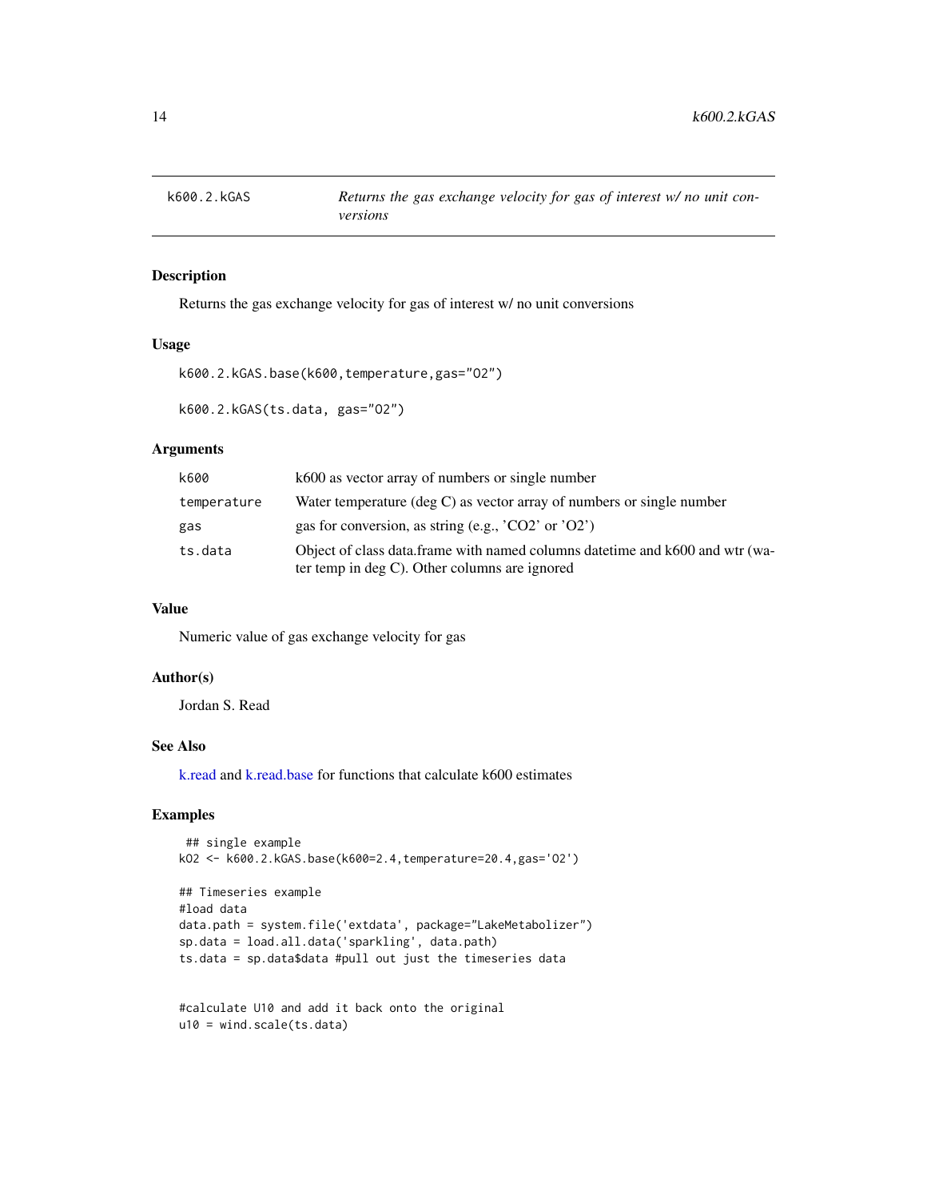# k600.2.kGAS — *Returns the gas exchange velocity for gas of interest w/ no unit conversions*

## Description

Returns the gas exchange velocity for gas of interest w/ no unit conversions

## Usage

```
k600.2.kGAS.base(k600,temperature,gas="O2")

k600.2.kGAS(ts.data, gas="O2")
```

## Arguments

| | |
|---|---|
| k600 | k600 as vector array of numbers or single number |
| temperature | Water temperature (deg C) as vector array of numbers or single number |
| gas | gas for conversion, as string (e.g., 'CO2' or 'O2') |
| ts.data | Object of class data.frame with named columns datetime and k600 and wtr (water temp in deg C). Other columns are ignored |

## Value

Numeric value of gas exchange velocity for gas

## Author(s)

Jordan S. Read

## See Also

k.read and k.read.base for functions that calculate k600 estimates

## Examples

```
 ## single example
kO2 <- k600.2.kGAS.base(k600=2.4,temperature=20.4,gas='O2')

## Timeseries example
#load data
data.path = system.file('extdata', package="LakeMetabolizer")
sp.data = load.all.data('sparkling', data.path)
ts.data = sp.data$data #pull out just the timeseries data


#calculate U10 and add it back onto the original
u10 = wind.scale(ts.data)
```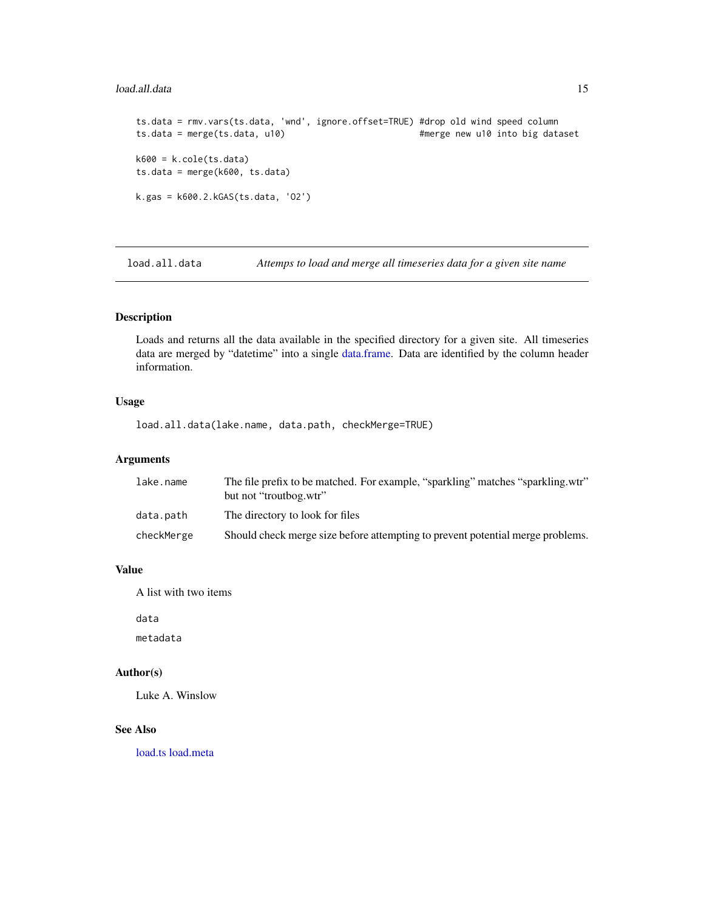```
ts.data = rmv.vars(ts.data, 'wnd', ignore.offset=TRUE) #drop old wind speed column
ts.data = merge(ts.data, u10)                          #merge new u10 into big dataset

k600 = k.cole(ts.data)
ts.data = merge(k600, ts.data)

k.gas = k600.2.kGAS(ts.data, 'O2')
```

## load.all.data — *Attemps to load and merge all timeseries data for a given site name*

### Description

Loads and returns all the data available in the specified directory for a given site. All timeseries data are merged by "datetime" into a single data.frame. Data are identified by the column header information.

### Usage

```
load.all.data(lake.name, data.path, checkMerge=TRUE)
```

### Arguments

| | |
|---|---|
| `lake.name` | The file prefix to be matched. For example, "sparkling" matches "sparkling.wtr" but not "troutbog.wtr" |
| `data.path` | The directory to look for files |
| `checkMerge` | Should check merge size before attempting to prevent potential merge problems. |

### Value

A list with two items

`data`

`metadata`

### Author(s)

Luke A. Winslow

### See Also

load.ts load.meta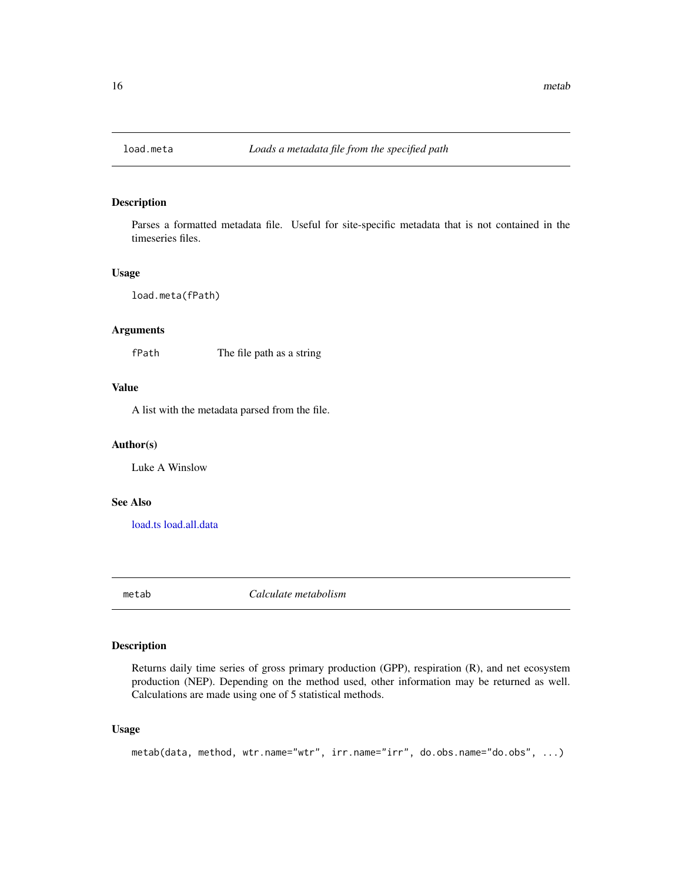## load.meta — *Loads a metadata file from the specified path*

### Description

Parses a formatted metadata file. Useful for site-specific metadata that is not contained in the timeseries files.

### Usage

```
load.meta(fPath)
```

### Arguments

| | |
|---|---|
| fPath | The file path as a string |

### Value

A list with the metadata parsed from the file.

### Author(s)

Luke A Winslow

### See Also

load.ts load.all.data

## metab — *Calculate metabolism*

### Description

Returns daily time series of gross primary production (GPP), respiration (R), and net ecosystem production (NEP). Depending on the method used, other information may be returned as well. Calculations are made using one of 5 statistical methods.

### Usage

```
metab(data, method, wtr.name="wtr", irr.name="irr", do.obs.name="do.obs", ...)
```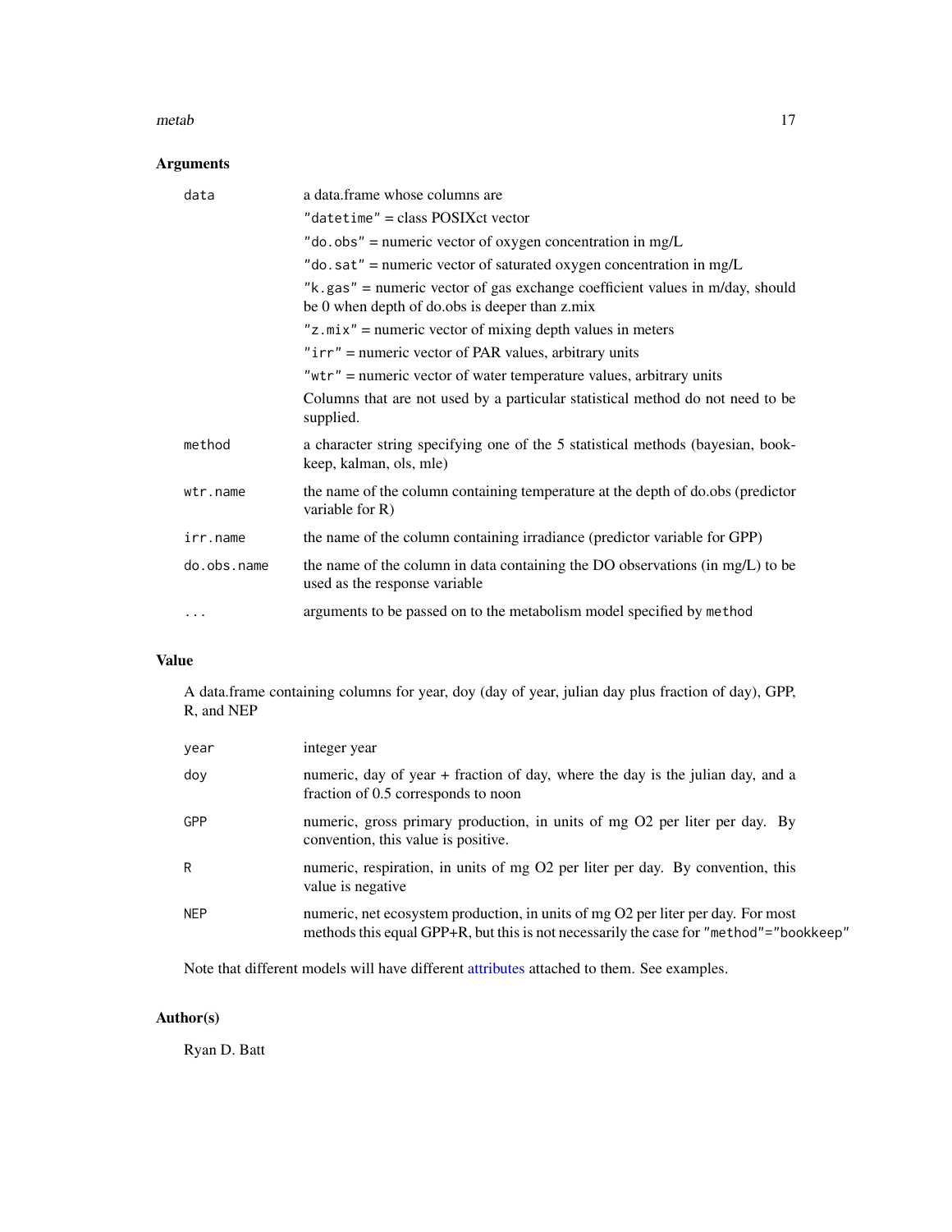## Arguments

| | |
|---|---|
| `data` | a data.frame whose columns are<br>`"datetime"` = class POSIXct vector<br>`"do.obs"` = numeric vector of oxygen concentration in mg/L<br>`"do.sat"` = numeric vector of saturated oxygen concentration in mg/L<br>`"k.gas"` = numeric vector of gas exchange coefficient values in m/day, should be 0 when depth of do.obs is deeper than z.mix<br>`"z.mix"` = numeric vector of mixing depth values in meters<br>`"irr"` = numeric vector of PAR values, arbitrary units<br>`"wtr"` = numeric vector of water temperature values, arbitrary units<br>Columns that are not used by a particular statistical method do not need to be supplied. |
| `method` | a character string specifying one of the 5 statistical methods (bayesian, bookkeep, kalman, ols, mle) |
| `wtr.name` | the name of the column containing temperature at the depth of do.obs (predictor variable for R) |
| `irr.name` | the name of the column containing irradiance (predictor variable for GPP) |
| `do.obs.name` | the name of the column in data containing the DO observations (in mg/L) to be used as the response variable |
| `...` | arguments to be passed on to the metabolism model specified by `method` |

## Value

A data.frame containing columns for year, doy (day of year, julian day plus fraction of day), GPP, R, and NEP

| | |
|---|---|
| `year` | integer year |
| `doy` | numeric, day of year + fraction of day, where the day is the julian day, and a fraction of 0.5 corresponds to noon |
| `GPP` | numeric, gross primary production, in units of mg O2 per liter per day. By convention, this value is positive. |
| `R` | numeric, respiration, in units of mg O2 per liter per day. By convention, this value is negative |
| `NEP` | numeric, net ecosystem production, in units of mg O2 per liter per day. For most methods this equal GPP+R, but this is not necessarily the case for `"method"="bookkeep"` |

Note that different models will have different attributes attached to them. See examples.

## Author(s)

Ryan D. Batt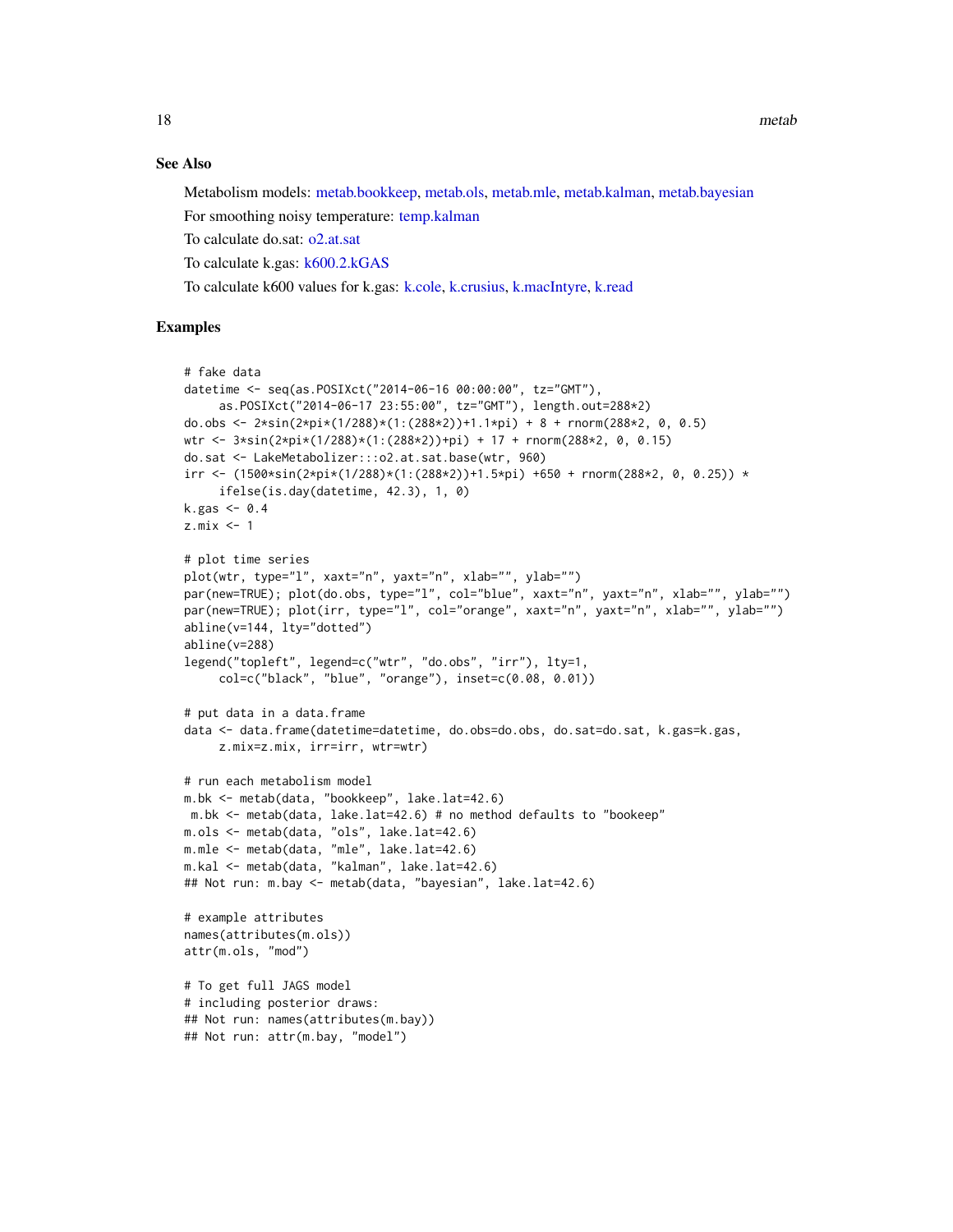## See Also

Metabolism models: metab.bookkeep, metab.ols, metab.mle, metab.kalman, metab.bayesian

For smoothing noisy temperature: temp.kalman

To calculate do.sat: o2.at.sat

To calculate k.gas: k600.2.kGAS

To calculate k600 values for k.gas: k.cole, k.crusius, k.macIntyre, k.read

## Examples

```
# fake data
datetime <- seq(as.POSIXct("2014-06-16 00:00:00", tz="GMT"),
     as.POSIXct("2014-06-17 23:55:00", tz="GMT"), length.out=288*2)
do.obs <- 2*sin(2*pi*(1/288)*(1:(288*2))+1.1*pi) + 8 + rnorm(288*2, 0, 0.5)
wtr <- 3*sin(2*pi*(1/288)*(1:(288*2))+pi) + 17 + rnorm(288*2, 0, 0.15)
do.sat <- LakeMetabolizer:::o2.at.sat.base(wtr, 960)
irr <- (1500*sin(2*pi*(1/288)*(1:(288*2))+1.5*pi) +650 + rnorm(288*2, 0, 0.25)) *
     ifelse(is.day(datetime, 42.3), 1, 0)
k.gas <- 0.4
z.mix <- 1

# plot time series
plot(wtr, type="l", xaxt="n", yaxt="n", xlab="", ylab="")
par(new=TRUE); plot(do.obs, type="l", col="blue", xaxt="n", yaxt="n", xlab="", ylab="")
par(new=TRUE); plot(irr, type="l", col="orange", xaxt="n", yaxt="n", xlab="", ylab="")
abline(v=144, lty="dotted")
abline(v=288)
legend("topleft", legend=c("wtr", "do.obs", "irr"), lty=1,
     col=c("black", "blue", "orange"), inset=c(0.08, 0.01))

# put data in a data.frame
data <- data.frame(datetime=datetime, do.obs=do.obs, do.sat=do.sat, k.gas=k.gas,
     z.mix=z.mix, irr=irr, wtr=wtr)

# run each metabolism model
m.bk <- metab(data, "bookkeep", lake.lat=42.6)
 m.bk <- metab(data, lake.lat=42.6) # no method defaults to "bookeep"
m.ols <- metab(data, "ols", lake.lat=42.6)
m.mle <- metab(data, "mle", lake.lat=42.6)
m.kal <- metab(data, "kalman", lake.lat=42.6)
## Not run: m.bay <- metab(data, "bayesian", lake.lat=42.6)

# example attributes
names(attributes(m.ols))
attr(m.ols, "mod")

# To get full JAGS model
# including posterior draws:
## Not run: names(attributes(m.bay))
## Not run: attr(m.bay, "model")
```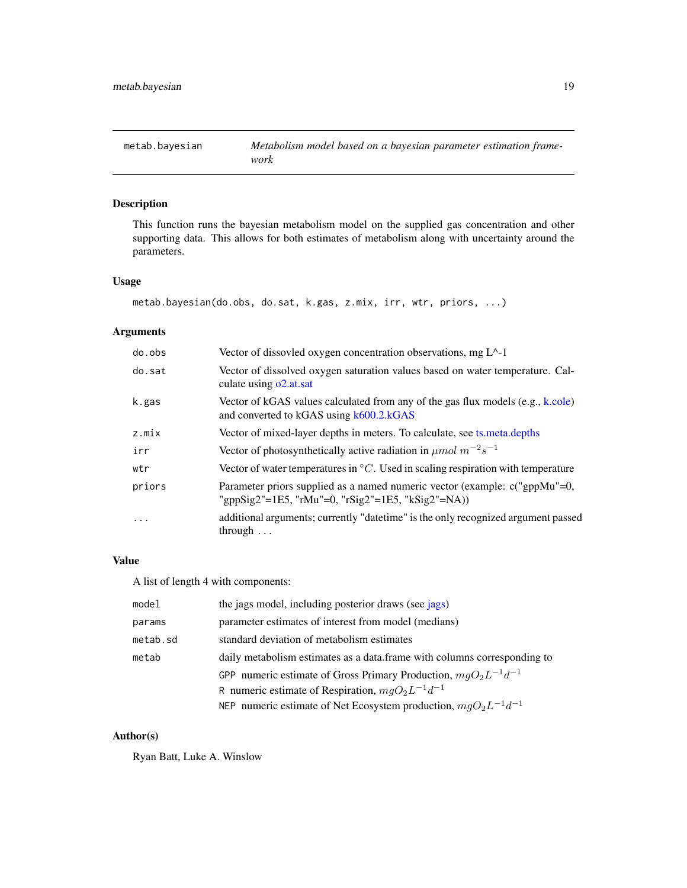## metab.bayesian — *Metabolism model based on a bayesian parameter estimation framework*

### Description

This function runs the bayesian metabolism model on the supplied gas concentration and other supporting data. This allows for both estimates of metabolism along with uncertainty around the parameters.

### Usage

```
metab.bayesian(do.obs, do.sat, k.gas, z.mix, irr, wtr, priors, ...)
```

### Arguments

| | |
|---|---|
| `do.obs` | Vector of dissovled oxygen concentration observations, mg L^-1 |
| `do.sat` | Vector of dissolved oxygen saturation values based on water temperature. Calculate using o2.at.sat |
| `k.gas` | Vector of kGAS values calculated from any of the gas flux models (e.g., k.cole) and converted to kGAS using k600.2.kGAS |
| `z.mix` | Vector of mixed-layer depths in meters. To calculate, see ts.meta.depths |
| `irr` | Vector of photosynthetically active radiation in $\mu mol\ m^{-2} s^{-1}$ |
| `wtr` | Vector of water temperatures in $^{\circ}C$. Used in scaling respiration with temperature |
| `priors` | Parameter priors supplied as a named numeric vector (example: c("gppMu"=0, "gppSig2"=1E5, "rMu"=0, "rSig2"=1E5, "kSig2"=NA)) |
| `...` | additional arguments; currently "datetime" is the only recognized argument passed through ... |

### Value

A list of length 4 with components:

| | |
|---|---|
| `model` | the jags model, including posterior draws (see jags) |
| `params` | parameter estimates of interest from model (medians) |
| `metab.sd` | standard deviation of metabolism estimates |
| `metab` | daily metabolism estimates as a data.frame with columns corresponding to<br>`GPP` numeric estimate of Gross Primary Production, $mgO_2L^{-1}d^{-1}$<br>`R` numeric estimate of Respiration, $mgO_2L^{-1}d^{-1}$<br>`NEP` numeric estimate of Net Ecosystem production, $mgO_2L^{-1}d^{-1}$ |

### Author(s)

Ryan Batt, Luke A. Winslow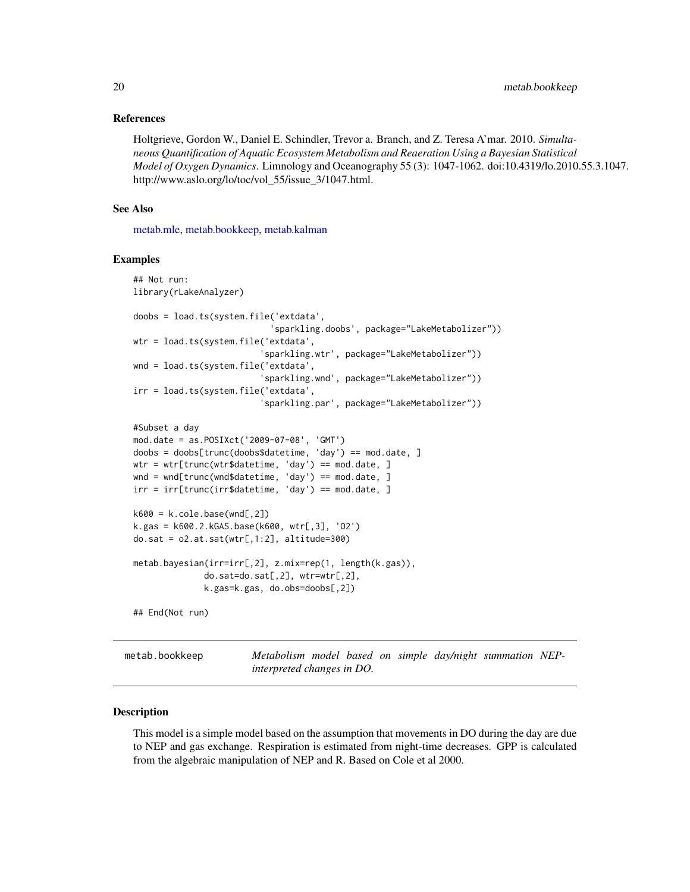### References

Holtgrieve, Gordon W., Daniel E. Schindler, Trevor a. Branch, and Z. Teresa A'mar. 2010. *Simultaneous Quantification of Aquatic Ecosystem Metabolism and Reaeration Using a Bayesian Statistical Model of Oxygen Dynamics*. Limnology and Oceanography 55 (3): 1047-1062. doi:10.4319/lo.2010.55.3.1047. http://www.aslo.org/lo/toc/vol_55/issue_3/1047.html.

### See Also

metab.mle, metab.bookkeep, metab.kalman

### Examples

```
## Not run:
library(rLakeAnalyzer)

doobs = load.ts(system.file('extdata',
                            'sparkling.doobs', package="LakeMetabolizer"))
wtr = load.ts(system.file('extdata',
                          'sparkling.wtr', package="LakeMetabolizer"))
wnd = load.ts(system.file('extdata',
                          'sparkling.wnd', package="LakeMetabolizer"))
irr = load.ts(system.file('extdata',
                          'sparkling.par', package="LakeMetabolizer"))

#Subset a day
mod.date = as.POSIXct('2009-07-08', 'GMT')
doobs = doobs[trunc(doobs$datetime, 'day') == mod.date, ]
wtr = wtr[trunc(wtr$datetime, 'day') == mod.date, ]
wnd = wnd[trunc(wnd$datetime, 'day') == mod.date, ]
irr = irr[trunc(irr$datetime, 'day') == mod.date, ]

k600 = k.cole.base(wnd[,2])
k.gas = k600.2.kGAS.base(k600, wtr[,3], 'O2')
do.sat = o2.at.sat(wtr[,1:2], altitude=300)

metab.bayesian(irr=irr[,2], z.mix=rep(1, length(k.gas)),
              do.sat=do.sat[,2], wtr=wtr[,2],
              k.gas=k.gas, do.obs=doobs[,2])

## End(Not run)
```

## metab.bookkeep — *Metabolism model based on simple day/night summation NEP-interpreted changes in DO.*

### Description

This model is a simple model based on the assumption that movements in DO during the day are due to NEP and gas exchange. Respiration is estimated from night-time decreases. GPP is calculated from the algebraic manipulation of NEP and R. Based on Cole et al 2000.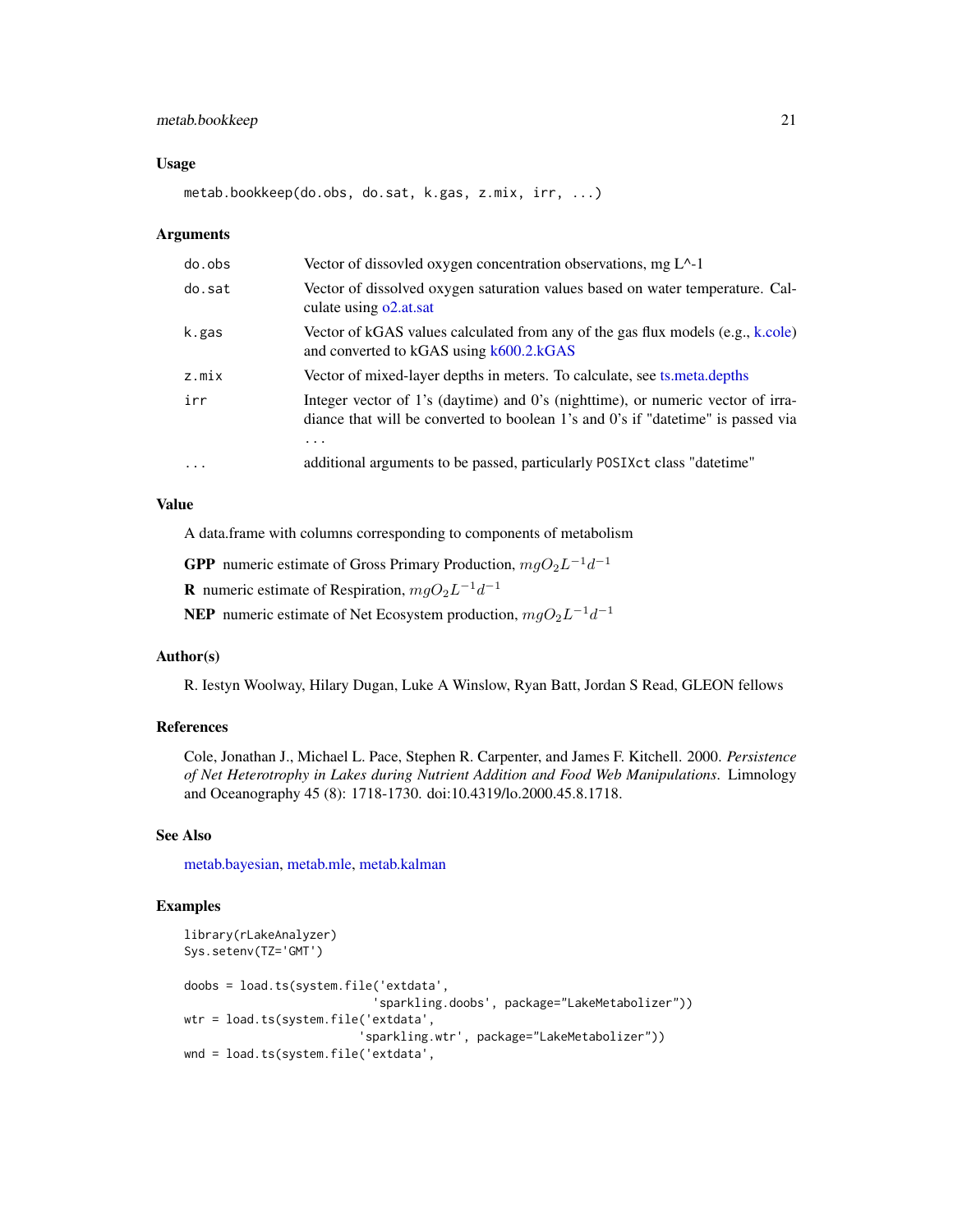## Usage

```
metab.bookkeep(do.obs, do.sat, k.gas, z.mix, irr, ...)
```

## Arguments

| | |
|---|---|
| do.obs | Vector of dissovled oxygen concentration observations, mg L^-1 |
| do.sat | Vector of dissolved oxygen saturation values based on water temperature. Calculate using o2.at.sat |
| k.gas | Vector of kGAS values calculated from any of the gas flux models (e.g., k.cole) and converted to kGAS using k600.2.kGAS |
| z.mix | Vector of mixed-layer depths in meters. To calculate, see ts.meta.depths |
| irr | Integer vector of 1's (daytime) and 0's (nighttime), or numeric vector of irradiance that will be converted to boolean 1's and 0's if "datetime" is passed via ... |
| ... | additional arguments to be passed, particularly POSIXct class "datetime" |

## Value

A data.frame with columns corresponding to components of metabolism

**GPP** numeric estimate of Gross Primary Production, $mgO_2L^{-1}d^{-1}$

**R** numeric estimate of Respiration, $mgO_2L^{-1}d^{-1}$

**NEP** numeric estimate of Net Ecosystem production, $mgO_2L^{-1}d^{-1}$

## Author(s)

R. Iestyn Woolway, Hilary Dugan, Luke A Winslow, Ryan Batt, Jordan S Read, GLEON fellows

## References

Cole, Jonathan J., Michael L. Pace, Stephen R. Carpenter, and James F. Kitchell. 2000. *Persistence of Net Heterotrophy in Lakes during Nutrient Addition and Food Web Manipulations*. Limnology and Oceanography 45 (8): 1718-1730. doi:10.4319/lo.2000.45.8.1718.

## See Also

metab.bayesian, metab.mle, metab.kalman

## Examples

```
library(rLakeAnalyzer)
Sys.setenv(TZ='GMT')

doobs = load.ts(system.file('extdata',
                            'sparkling.doobs', package="LakeMetabolizer"))
wtr = load.ts(system.file('extdata',
                          'sparkling.wtr', package="LakeMetabolizer"))
wnd = load.ts(system.file('extdata',
```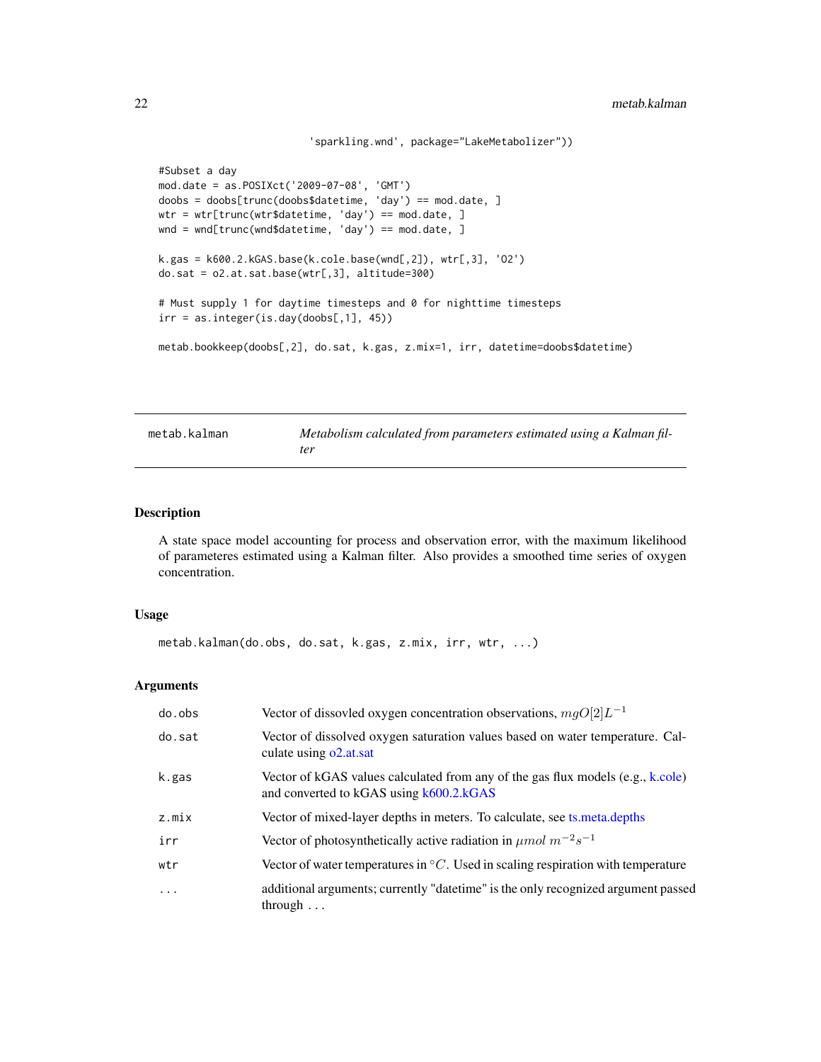```
                        'sparkling.wnd', package="LakeMetabolizer"))

#Subset a day
mod.date = as.POSIXct('2009-07-08', 'GMT')
doobs = doobs[trunc(doobs$datetime, 'day') == mod.date, ]
wtr = wtr[trunc(wtr$datetime, 'day') == mod.date, ]
wnd = wnd[trunc(wnd$datetime, 'day') == mod.date, ]

k.gas = k600.2.kGAS.base(k.cole.base(wnd[,2]), wtr[,3], 'O2')
do.sat = o2.at.sat.base(wtr[,3], altitude=300)

# Must supply 1 for daytime timesteps and 0 for nighttime timesteps
irr = as.integer(is.day(doobs[,1], 45))

metab.bookkeep(doobs[,2], do.sat, k.gas, z.mix=1, irr, datetime=doobs$datetime)
```

---

## metab.kalman — *Metabolism calculated from parameters estimated using a Kalman filter*

### Description

A state space model accounting for process and observation error, with the maximum likelihood of parameteres estimated using a Kalman filter. Also provides a smoothed time series of oxygen concentration.

### Usage

```
metab.kalman(do.obs, do.sat, k.gas, z.mix, irr, wtr, ...)
```

### Arguments

| | |
|---|---|
| do.obs | Vector of dissovled oxygen concentration observations, $mgO[2]L^{-1}$ |
| do.sat | Vector of dissolved oxygen saturation values based on water temperature. Calculate using o2.at.sat |
| k.gas | Vector of kGAS values calculated from any of the gas flux models (e.g., k.cole) and converted to kGAS using k600.2.kGAS |
| z.mix | Vector of mixed-layer depths in meters. To calculate, see ts.meta.depths |
| irr | Vector of photosynthetically active radiation in $\mu mol\ m^{-2}s^{-1}$ |
| wtr | Vector of water temperatures in $^{\circ}C$. Used in scaling respiration with temperature |
| ... | additional arguments; currently "datetime" is the only recognized argument passed through ... |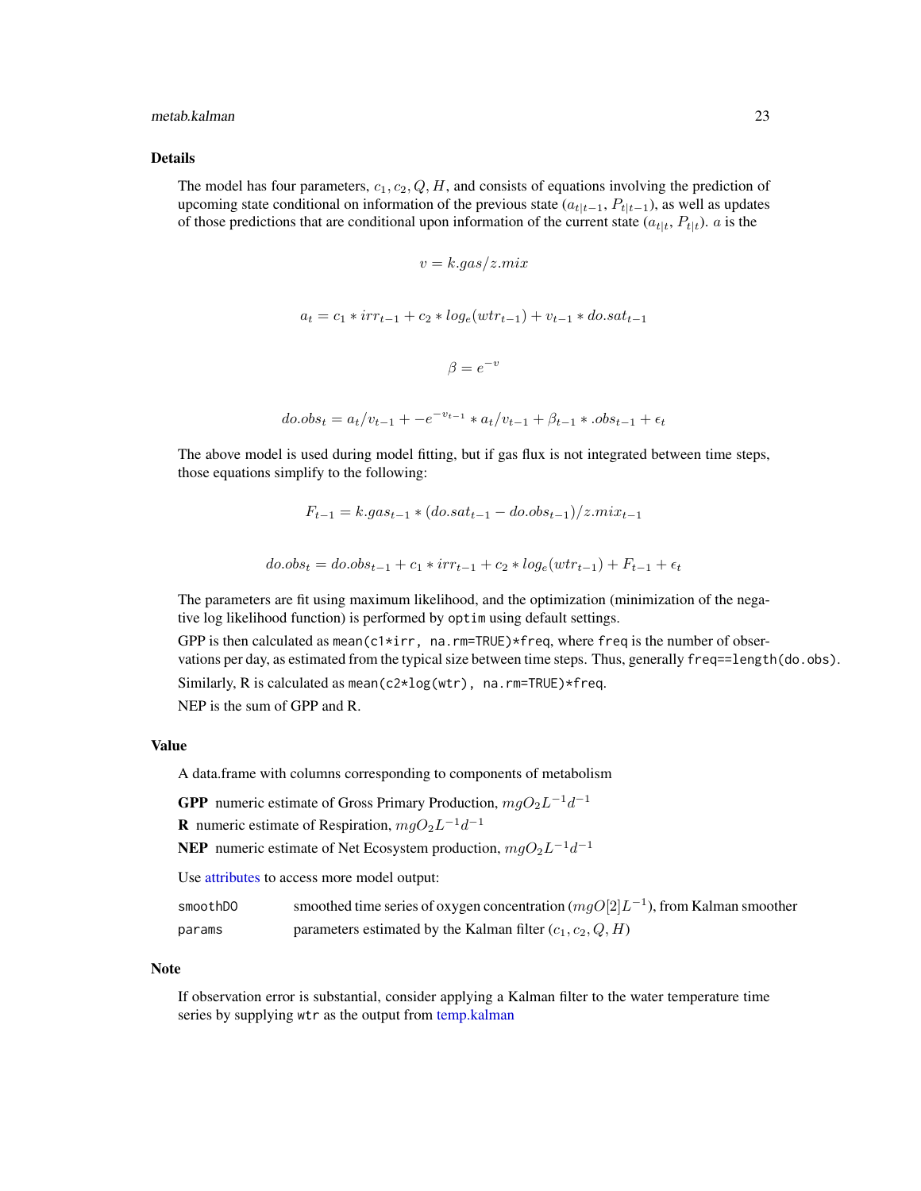### Details

The model has four parameters, $c_1, c_2, Q, H$, and consists of equations involving the prediction of upcoming state conditional on information of the previous state ($a_{t|t-1}$, $P_{t|t-1}$), as well as updates of those predictions that are conditional upon information of the current state ($a_{t|t}$, $P_{t|t}$). $a$ is the

$$v = k.gas/z.mix$$

$$a_t = c_1 * irr_{t-1} + c_2 * log_e(wtr_{t-1}) + v_{t-1} * do.sat_{t-1}$$

$$\beta = e^{-v}$$

$$do.obs_t = a_t/v_{t-1} + -e^{-v_{t-1}} * a_t/v_{t-1} + \beta_{t-1} * .obs_{t-1} + \epsilon_t$$

The above model is used during model fitting, but if gas flux is not integrated between time steps, those equations simplify to the following:

$$F_{t-1} = k.gas_{t-1} * (do.sat_{t-1} - do.obs_{t-1})/z.mix_{t-1}$$

$$do.obs_t = do.obs_{t-1} + c_1 * irr_{t-1} + c_2 * log_e(wtr_{t-1}) + F_{t-1} + \epsilon_t$$

The parameters are fit using maximum likelihood, and the optimization (minimization of the negative log likelihood function) is performed by `optim` using default settings.

GPP is then calculated as `mean(c1*irr, na.rm=TRUE)*freq`, where `freq` is the number of observations per day, as estimated from the typical size between time steps. Thus, generally `freq==length(do.obs)`.

Similarly, R is calculated as `mean(c2*log(wtr), na.rm=TRUE)*freq`.

NEP is the sum of GPP and R.

### Value

A data.frame with columns corresponding to components of metabolism

**GPP** numeric estimate of Gross Primary Production, $mgO_2L^{-1}d^{-1}$

**R** numeric estimate of Respiration, $mgO_2L^{-1}d^{-1}$

**NEP** numeric estimate of Net Ecosystem production, $mgO_2L^{-1}d^{-1}$

Use attributes to access more model output:

| | |
|---|---|
| `smoothDO` | smoothed time series of oxygen concentration ($mgO[2]L^{-1}$), from Kalman smoother |
| `params` | parameters estimated by the Kalman filter ($c_1, c_2, Q, H$) |

### Note

If observation error is substantial, consider applying a Kalman filter to the water temperature time series by supplying `wtr` as the output from temp.kalman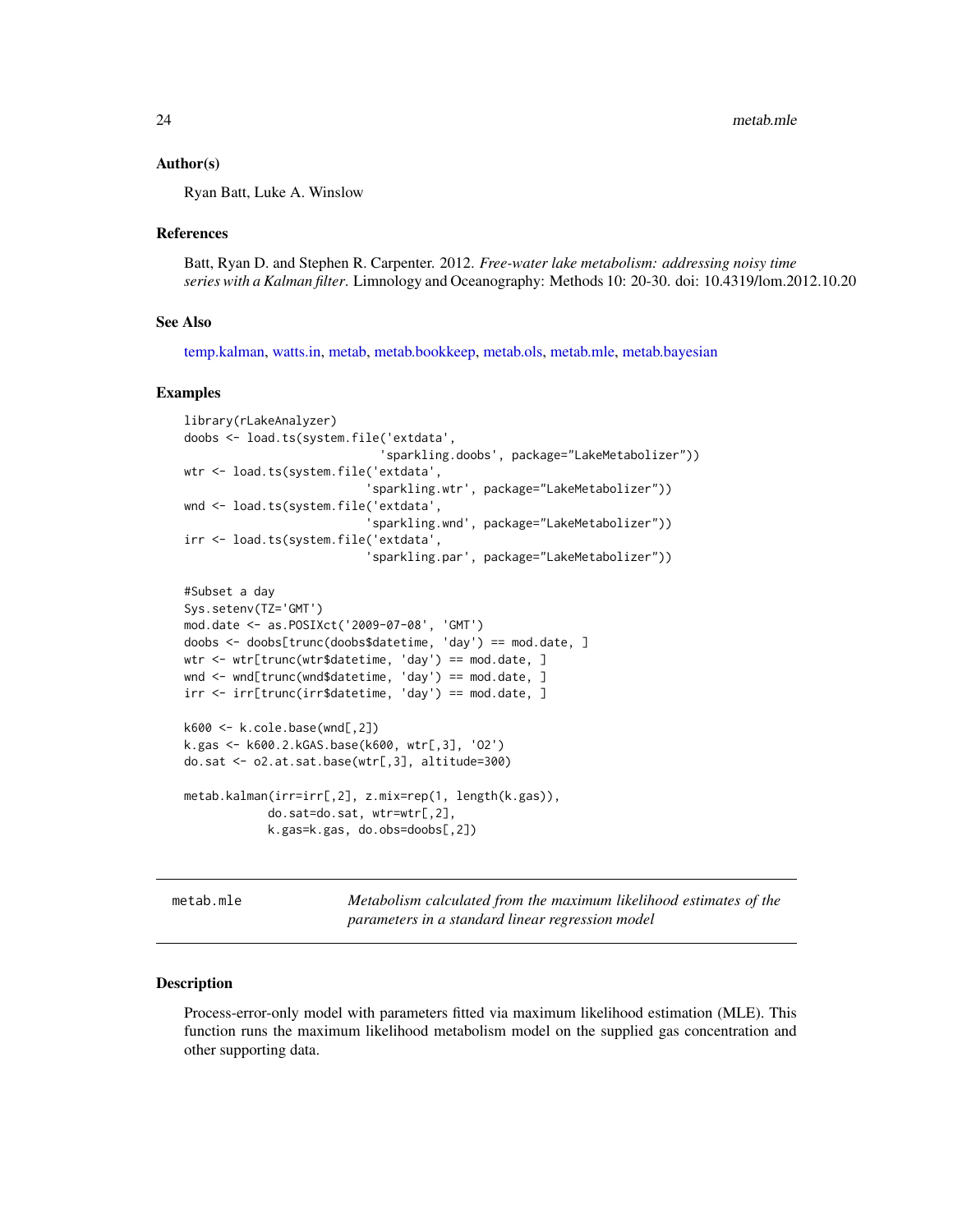### Author(s)

Ryan Batt, Luke A. Winslow

### References

Batt, Ryan D. and Stephen R. Carpenter. 2012. *Free-water lake metabolism: addressing noisy time series with a Kalman filter*. Limnology and Oceanography: Methods 10: 20-30. doi: 10.4319/lom.2012.10.20

### See Also

temp.kalman, watts.in, metab, metab.bookkeep, metab.ols, metab.mle, metab.bayesian

### Examples

```
library(rLakeAnalyzer)
doobs <- load.ts(system.file('extdata',
                             'sparkling.doobs', package="LakeMetabolizer"))
wtr <- load.ts(system.file('extdata',
                           'sparkling.wtr', package="LakeMetabolizer"))
wnd <- load.ts(system.file('extdata',
                           'sparkling.wnd', package="LakeMetabolizer"))
irr <- load.ts(system.file('extdata',
                           'sparkling.par', package="LakeMetabolizer"))

#Subset a day
Sys.setenv(TZ='GMT')
mod.date <- as.POSIXct('2009-07-08', 'GMT')
doobs <- doobs[trunc(doobs$datetime, 'day') == mod.date, ]
wtr <- wtr[trunc(wtr$datetime, 'day') == mod.date, ]
wnd <- wnd[trunc(wnd$datetime, 'day') == mod.date, ]
irr <- irr[trunc(irr$datetime, 'day') == mod.date, ]

k600 <- k.cole.base(wnd[,2])
k.gas <- k600.2.kGAS.base(k600, wtr[,3], 'O2')
do.sat <- o2.at.sat.base(wtr[,3], altitude=300)

metab.kalman(irr=irr[,2], z.mix=rep(1, length(k.gas)),
            do.sat=do.sat, wtr=wtr[,2],
            k.gas=k.gas, do.obs=doobs[,2])
```

---

## metab.mle — *Metabolism calculated from the maximum likelihood estimates of the parameters in a standard linear regression model*

### Description

Process-error-only model with parameters fitted via maximum likelihood estimation (MLE). This function runs the maximum likelihood metabolism model on the supplied gas concentration and other supporting data.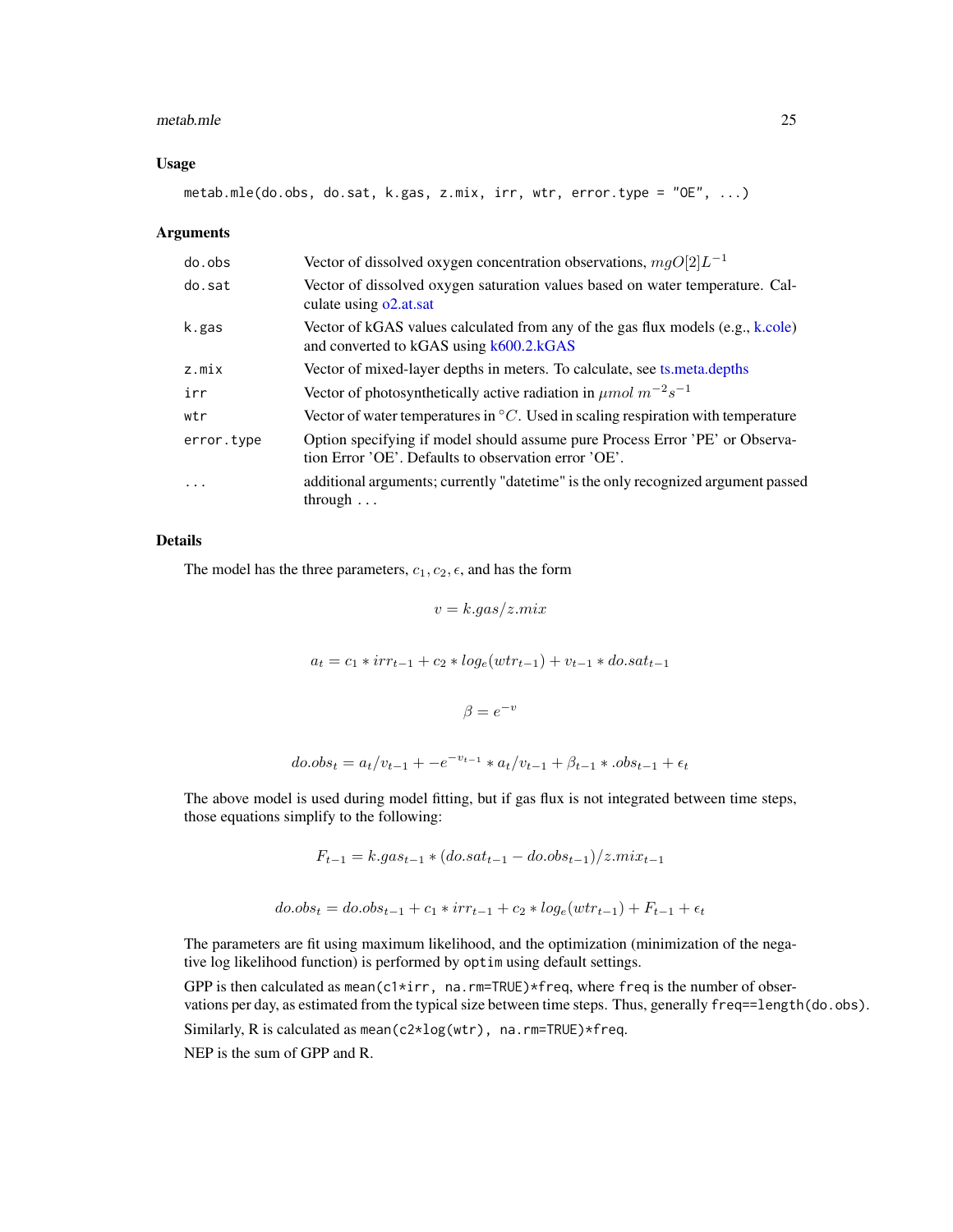## Usage

```
metab.mle(do.obs, do.sat, k.gas, z.mix, irr, wtr, error.type = "OE", ...)
```

## Arguments

| | |
|---|---|
| `do.obs` | Vector of dissolved oxygen concentration observations, $mgO[2]L^{-1}$ |
| `do.sat` | Vector of dissolved oxygen saturation values based on water temperature. Calculate using o2.at.sat |
| `k.gas` | Vector of kGAS values calculated from any of the gas flux models (e.g., k.cole) and converted to kGAS using k600.2.kGAS |
| `z.mix` | Vector of mixed-layer depths in meters. To calculate, see ts.meta.depths |
| `irr` | Vector of photosynthetically active radiation in $\mu mol\ m^{-2}s^{-1}$ |
| `wtr` | Vector of water temperatures in $°C$. Used in scaling respiration with temperature |
| `error.type` | Option specifying if model should assume pure Process Error 'PE' or Observation Error 'OE'. Defaults to observation error 'OE'. |
| `...` | additional arguments; currently "datetime" is the only recognized argument passed through ... |

## Details

The model has the three parameters, $c_1, c_2, \epsilon$, and has the form

$$v = k.gas/z.mix$$

$$a_t = c_1 * irr_{t-1} + c_2 * log_e(wtr_{t-1}) + v_{t-1} * do.sat_{t-1}$$

$$\beta = e^{-v}$$

$$do.obs_t = a_t/v_{t-1} + -e^{-v_{t-1}} * a_t/v_{t-1} + \beta_{t-1} * .obs_{t-1} + \epsilon_t$$

The above model is used during model fitting, but if gas flux is not integrated between time steps, those equations simplify to the following:

$$F_{t-1} = k.gas_{t-1} * (do.sat_{t-1} - do.obs_{t-1})/z.mix_{t-1}$$

$$do.obs_t = do.obs_{t-1} + c_1 * irr_{t-1} + c_2 * log_e(wtr_{t-1}) + F_{t-1} + \epsilon_t$$

The parameters are fit using maximum likelihood, and the optimization (minimization of the negative log likelihood function) is performed by `optim` using default settings.

GPP is then calculated as `mean(c1*irr, na.rm=TRUE)*freq`, where `freq` is the number of observations per day, as estimated from the typical size between time steps. Thus, generally `freq==length(do.obs)`.

Similarly, R is calculated as `mean(c2*log(wtr), na.rm=TRUE)*freq`.

NEP is the sum of GPP and R.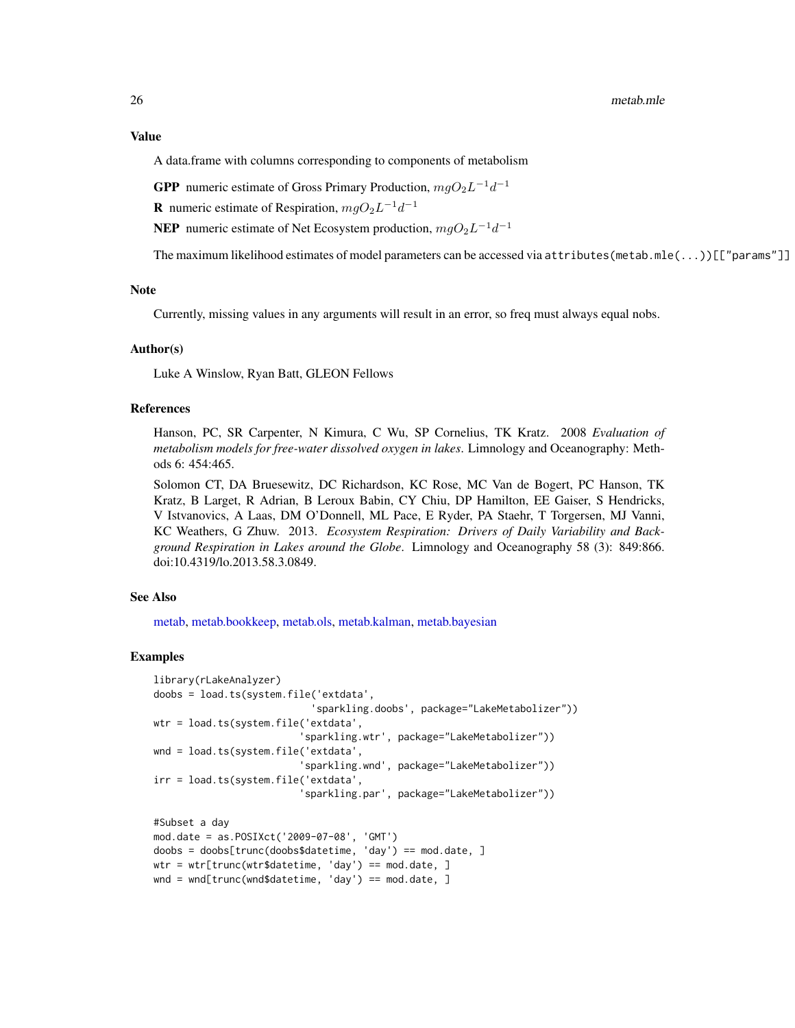## Value

A data.frame with columns corresponding to components of metabolism

**GPP** numeric estimate of Gross Primary Production, $mgO_2L^{-1}d^{-1}$

**R** numeric estimate of Respiration, $mgO_2L^{-1}d^{-1}$

**NEP** numeric estimate of Net Ecosystem production, $mgO_2L^{-1}d^{-1}$

The maximum likelihood estimates of model parameters can be accessed via `attributes(metab.mle(...))[["params"]]`

## Note

Currently, missing values in any arguments will result in an error, so freq must always equal nobs.

## Author(s)

Luke A Winslow, Ryan Batt, GLEON Fellows

## References

Hanson, PC, SR Carpenter, N Kimura, C Wu, SP Cornelius, TK Kratz. 2008 *Evaluation of metabolism models for free-water dissolved oxygen in lakes*. Limnology and Oceanography: Methods 6: 454:465.

Solomon CT, DA Bruesewitz, DC Richardson, KC Rose, MC Van de Bogert, PC Hanson, TK Kratz, B Larget, R Adrian, B Leroux Babin, CY Chiu, DP Hamilton, EE Gaiser, S Hendricks, V Istvanovics, A Laas, DM O'Donnell, ML Pace, E Ryder, PA Staehr, T Torgersen, MJ Vanni, KC Weathers, G Zhuw. 2013. *Ecosystem Respiration: Drivers of Daily Variability and Background Respiration in Lakes around the Globe*. Limnology and Oceanography 58 (3): 849:866. doi:10.4319/lo.2013.58.3.0849.

## See Also

metab, metab.bookkeep, metab.ols, metab.kalman, metab.bayesian

## Examples

```
library(rLakeAnalyzer)
doobs = load.ts(system.file('extdata',
                            'sparkling.doobs', package="LakeMetabolizer"))
wtr = load.ts(system.file('extdata',
                          'sparkling.wtr', package="LakeMetabolizer"))
wnd = load.ts(system.file('extdata',
                          'sparkling.wnd', package="LakeMetabolizer"))
irr = load.ts(system.file('extdata',
                          'sparkling.par', package="LakeMetabolizer"))

#Subset a day
mod.date = as.POSIXct('2009-07-08', 'GMT')
doobs = doobs[trunc(doobs$datetime, 'day') == mod.date, ]
wtr = wtr[trunc(wtr$datetime, 'day') == mod.date, ]
wnd = wnd[trunc(wnd$datetime, 'day') == mod.date, ]
```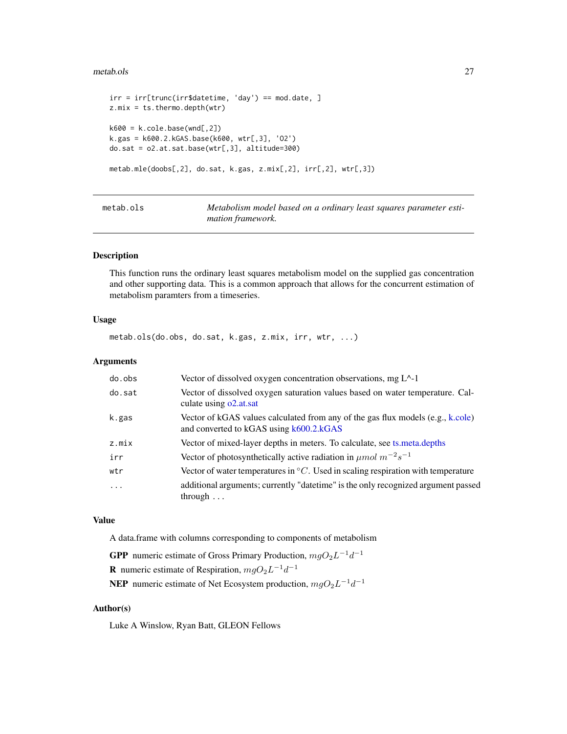```
irr = irr[trunc(irr$datetime, 'day') == mod.date, ]
z.mix = ts.thermo.depth(wtr)

k600 = k.cole.base(wnd[,2])
k.gas = k600.2.kGAS.base(k600, wtr[,3], 'O2')
do.sat = o2.at.sat.base(wtr[,3], altitude=300)

metab.mle(doobs[,2], do.sat, k.gas, z.mix[,2], irr[,2], wtr[,3])
```

---

## metab.ols — *Metabolism model based on a ordinary least squares parameter estimation framework.*

### Description

This function runs the ordinary least squares metabolism model on the supplied gas concentration and other supporting data. This is a common approach that allows for the concurrent estimation of metabolism paramters from a timeseries.

### Usage

```
metab.ols(do.obs, do.sat, k.gas, z.mix, irr, wtr, ...)
```

### Arguments

| | |
|---|---|
| `do.obs` | Vector of dissolved oxygen concentration observations, mg L^-1 |
| `do.sat` | Vector of dissolved oxygen saturation values based on water temperature. Calculate using o2.at.sat |
| `k.gas` | Vector of kGAS values calculated from any of the gas flux models (e.g., k.cole) and converted to kGAS using k600.2.kGAS |
| `z.mix` | Vector of mixed-layer depths in meters. To calculate, see ts.meta.depths |
| `irr` | Vector of photosynthetically active radiation in $\mu mol\ m^{-2}s^{-1}$ |
| `wtr` | Vector of water temperatures in $^{\circ}C$. Used in scaling respiration with temperature |
| `...` | additional arguments; currently "datetime" is the only recognized argument passed through ... |

### Value

A data.frame with columns corresponding to components of metabolism

**GPP** numeric estimate of Gross Primary Production, $mgO_2L^{-1}d^{-1}$

**R** numeric estimate of Respiration, $mgO_2L^{-1}d^{-1}$

**NEP** numeric estimate of Net Ecosystem production, $mgO_2L^{-1}d^{-1}$

### Author(s)

Luke A Winslow, Ryan Batt, GLEON Fellows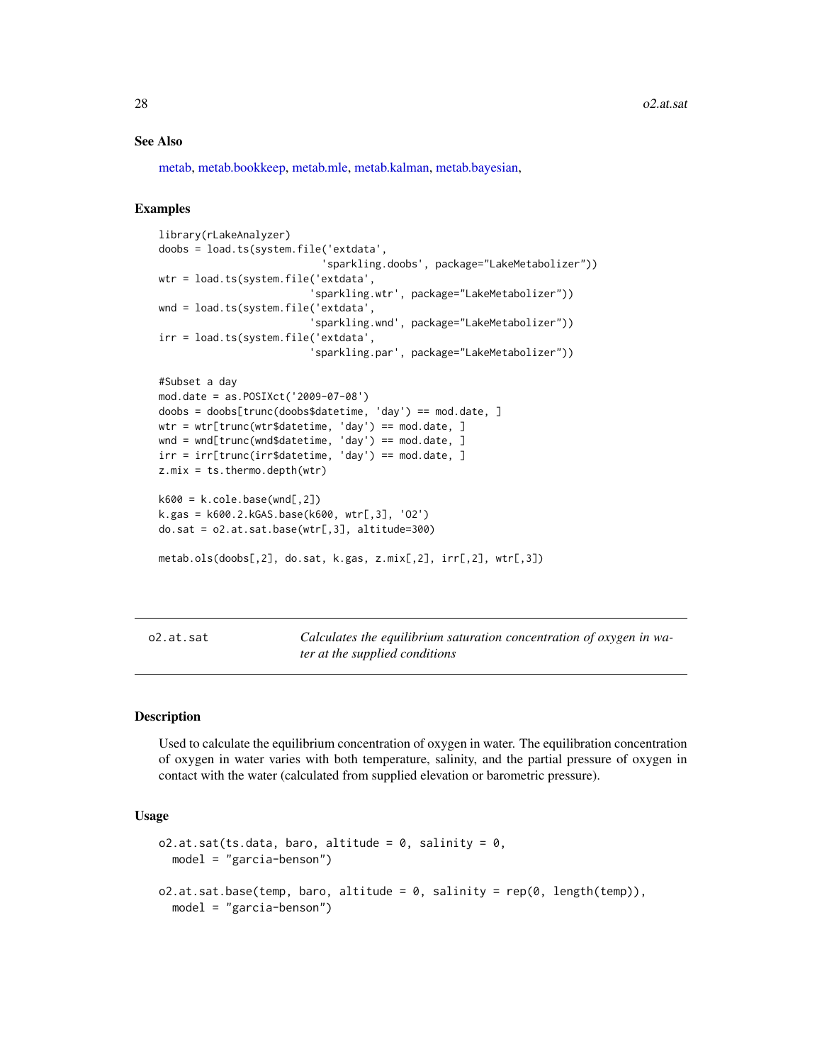## See Also

metab, metab.bookkeep, metab.mle, metab.kalman, metab.bayesian,

## Examples

```
library(rLakeAnalyzer)
doobs = load.ts(system.file('extdata',
                            'sparkling.doobs', package="LakeMetabolizer"))
wtr = load.ts(system.file('extdata',
                          'sparkling.wtr', package="LakeMetabolizer"))
wnd = load.ts(system.file('extdata',
                          'sparkling.wnd', package="LakeMetabolizer"))
irr = load.ts(system.file('extdata',
                          'sparkling.par', package="LakeMetabolizer"))

#Subset a day
mod.date = as.POSIXct('2009-07-08')
doobs = doobs[trunc(doobs$datetime, 'day') == mod.date, ]
wtr = wtr[trunc(wtr$datetime, 'day') == mod.date, ]
wnd = wnd[trunc(wnd$datetime, 'day') == mod.date, ]
irr = irr[trunc(irr$datetime, 'day') == mod.date, ]
z.mix = ts.thermo.depth(wtr)

k600 = k.cole.base(wnd[,2])
k.gas = k600.2.kGAS.base(k600, wtr[,3], 'O2')
do.sat = o2.at.sat.base(wtr[,3], altitude=300)

metab.ols(doobs[,2], do.sat, k.gas, z.mix[,2], irr[,2], wtr[,3])
```

---

# o2.at.sat — *Calculates the equilibrium saturation concentration of oxygen in water at the supplied conditions*

---

## Description

Used to calculate the equilibrium concentration of oxygen in water. The equilibration concentration of oxygen in water varies with both temperature, salinity, and the partial pressure of oxygen in contact with the water (calculated from supplied elevation or barometric pressure).

## Usage

```
o2.at.sat(ts.data, baro, altitude = 0, salinity = 0,
  model = "garcia-benson")

o2.at.sat.base(temp, baro, altitude = 0, salinity = rep(0, length(temp)),
  model = "garcia-benson")
```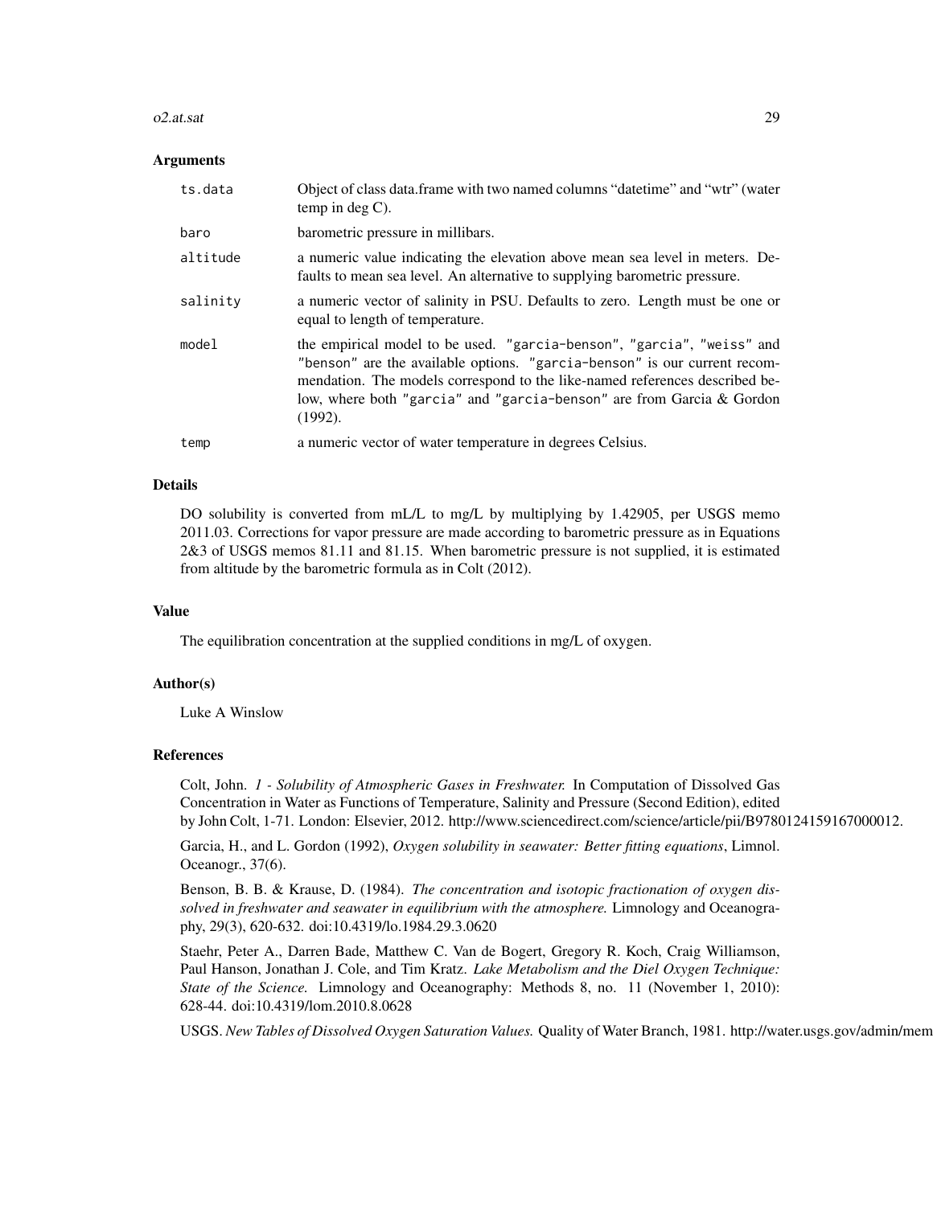### Arguments

| | |
|---|---|
| ts.data | Object of class data.frame with two named columns "datetime" and "wtr" (water temp in deg C). |
| baro | barometric pressure in millibars. |
| altitude | a numeric value indicating the elevation above mean sea level in meters. Defaults to mean sea level. An alternative to supplying barometric pressure. |
| salinity | a numeric vector of salinity in PSU. Defaults to zero. Length must be one or equal to length of temperature. |
| model | the empirical model to be used. "garcia-benson", "garcia", "weiss" and "benson" are the available options. "garcia-benson" is our current recommendation. The models correspond to the like-named references described below, where both "garcia" and "garcia-benson" are from Garcia & Gordon (1992). |
| temp | a numeric vector of water temperature in degrees Celsius. |

### Details

DO solubility is converted from mL/L to mg/L by multiplying by 1.42905, per USGS memo 2011.03. Corrections for vapor pressure are made according to barometric pressure as in Equations 2&3 of USGS memos 81.11 and 81.15. When barometric pressure is not supplied, it is estimated from altitude by the barometric formula as in Colt (2012).

### Value

The equilibration concentration at the supplied conditions in mg/L of oxygen.

### Author(s)

Luke A Winslow

### References

Colt, John. *1 - Solubility of Atmospheric Gases in Freshwater.* In Computation of Dissolved Gas Concentration in Water as Functions of Temperature, Salinity and Pressure (Second Edition), edited by John Colt, 1-71. London: Elsevier, 2012. http://www.sciencedirect.com/science/article/pii/B9780124159167000012.

Garcia, H., and L. Gordon (1992), *Oxygen solubility in seawater: Better fitting equations*, Limnol. Oceanogr., 37(6).

Benson, B. B. & Krause, D. (1984). *The concentration and isotopic fractionation of oxygen dissolved in freshwater and seawater in equilibrium with the atmosphere.* Limnology and Oceanography, 29(3), 620-632. doi:10.4319/lo.1984.29.3.0620

Staehr, Peter A., Darren Bade, Matthew C. Van de Bogert, Gregory R. Koch, Craig Williamson, Paul Hanson, Jonathan J. Cole, and Tim Kratz. *Lake Metabolism and the Diel Oxygen Technique: State of the Science.* Limnology and Oceanography: Methods 8, no. 11 (November 1, 2010): 628-44. doi:10.4319/lom.2010.8.0628

USGS. *New Tables of Dissolved Oxygen Saturation Values.* Quality of Water Branch, 1981. http://water.usgs.gov/admin/mem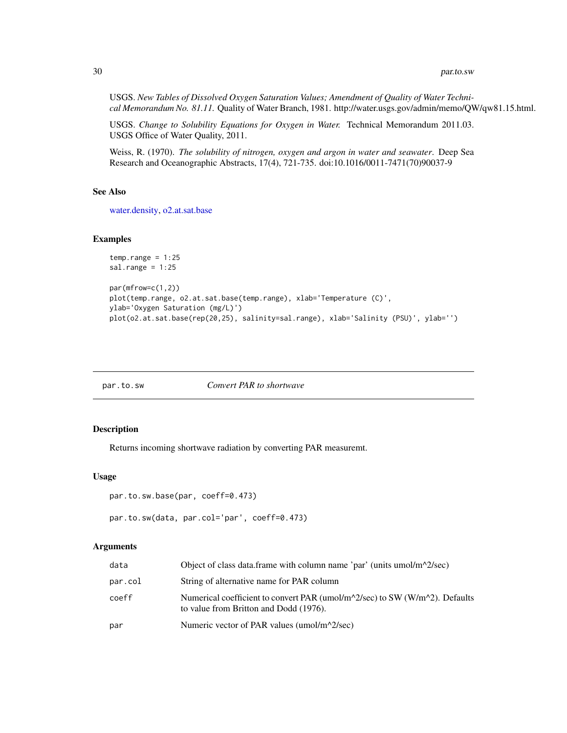USGS. *New Tables of Dissolved Oxygen Saturation Values; Amendment of Quality of Water Technical Memorandum No. 81.11.* Quality of Water Branch, 1981. http://water.usgs.gov/admin/memo/QW/qw81.15.html.

USGS. *Change to Solubility Equations for Oxygen in Water.* Technical Memorandum 2011.03. USGS Office of Water Quality, 2011.

Weiss, R. (1970). *The solubility of nitrogen, oxygen and argon in water and seawater*. Deep Sea Research and Oceanographic Abstracts, 17(4), 721-735. doi:10.1016/0011-7471(70)90037-9

### See Also

water.density, o2.at.sat.base

### Examples

```
temp.range = 1:25
sal.range = 1:25

par(mfrow=c(1,2))
plot(temp.range, o2.at.sat.base(temp.range), xlab='Temperature (C)',
ylab='Oxygen Saturation (mg/L)')
plot(o2.at.sat.base(rep(20,25), salinity=sal.range), xlab='Salinity (PSU)', ylab='')
```

---

## par.to.sw — *Convert PAR to shortwave*

### Description

Returns incoming shortwave radiation by converting PAR measuremt.

### Usage

```
par.to.sw.base(par, coeff=0.473)

par.to.sw(data, par.col='par', coeff=0.473)
```

### Arguments

| | |
|---|---|
| `data` | Object of class data.frame with column name 'par' (units umol/m^2/sec) |
| `par.col` | String of alternative name for PAR column |
| `coeff` | Numerical coefficient to convert PAR (umol/m^2/sec) to SW (W/m^2). Defaults to value from Britton and Dodd (1976). |
| `par` | Numeric vector of PAR values (umol/m^2/sec) |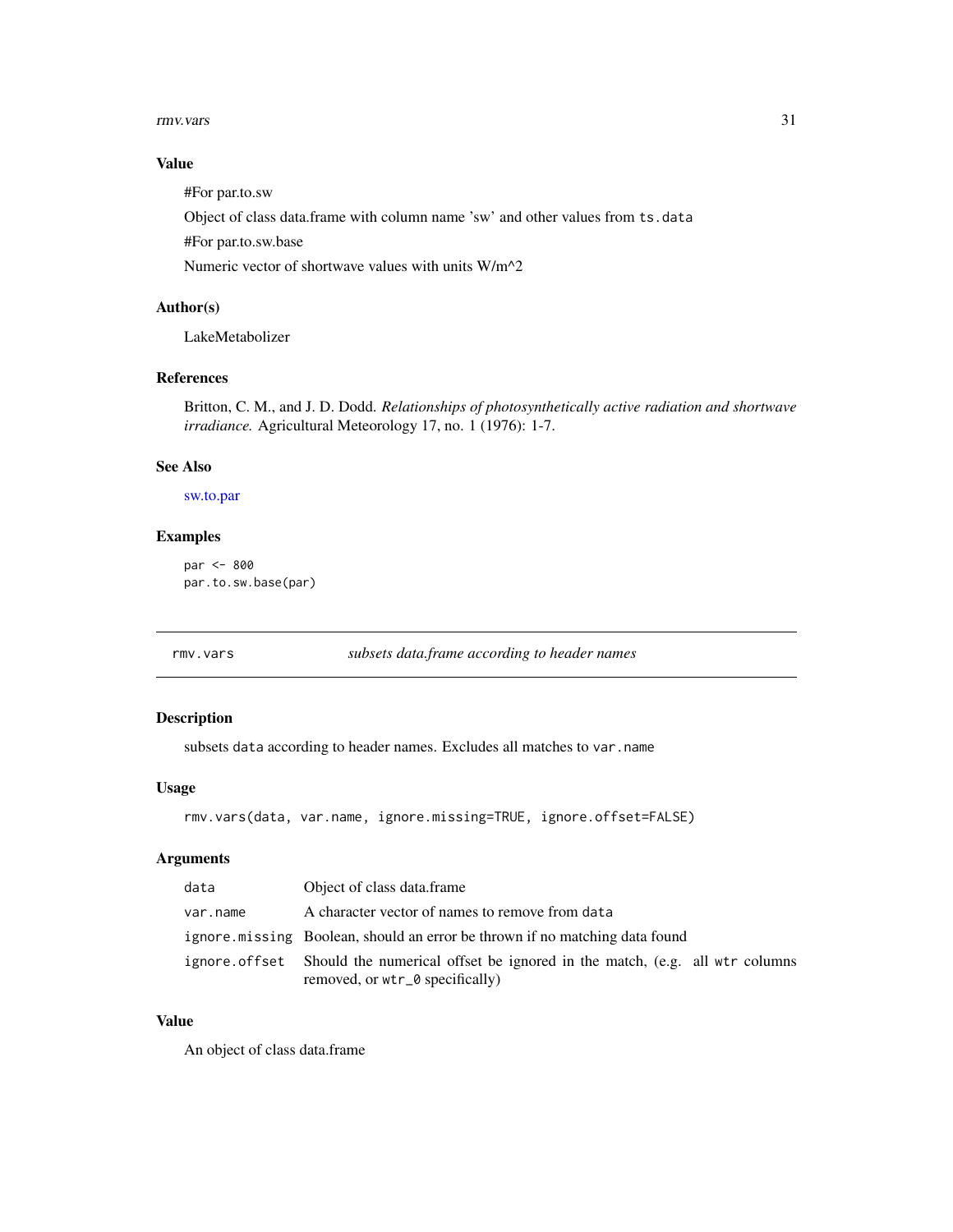### Value

#For par.to.sw

Object of class data.frame with column name 'sw' and other values from `ts.data`

#For par.to.sw.base

Numeric vector of shortwave values with units W/m^2

### Author(s)

LakeMetabolizer

### References

Britton, C. M., and J. D. Dodd. *Relationships of photosynthetically active radiation and shortwave irradiance.* Agricultural Meteorology 17, no. 1 (1976): 1-7.

### See Also

sw.to.par

### Examples

```
par <- 800
par.to.sw.base(par)
```

---

## rmv.vars — *subsets data.frame according to header names*

### Description

subsets `data` according to header names. Excludes all matches to `var.name`

### Usage

```
rmv.vars(data, var.name, ignore.missing=TRUE, ignore.offset=FALSE)
```

### Arguments

| | |
|---|---|
| `data` | Object of class data.frame |
| `var.name` | A character vector of names to remove from `data` |
| `ignore.missing` | Boolean, should an error be thrown if no matching data found |
| `ignore.offset` | Should the numerical offset be ignored in the match, (e.g. all `wtr` columns removed, or `wtr_0` specifically) |

### Value

An object of class data.frame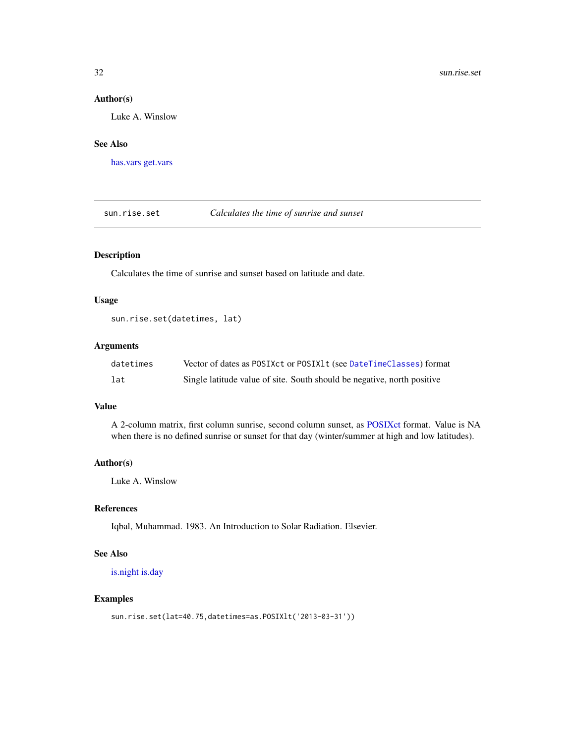## Author(s)

Luke A. Winslow

## See Also

has.vars get.vars

---

# sun.rise.set — *Calculates the time of sunrise and sunset*

## Description

Calculates the time of sunrise and sunset based on latitude and date.

## Usage

```
sun.rise.set(datetimes, lat)
```

## Arguments

| | |
|---|---|
| `datetimes` | Vector of dates as `POSIXct` or `POSIXlt` (see `DateTimeClasses`) format |
| `lat` | Single latitude value of site. South should be negative, north positive |

## Value

A 2-column matrix, first column sunrise, second column sunset, as POSIXct format. Value is NA when there is no defined sunrise or sunset for that day (winter/summer at high and low latitudes).

## Author(s)

Luke A. Winslow

## References

Iqbal, Muhammad. 1983. An Introduction to Solar Radiation. Elsevier.

## See Also

is.night is.day

## Examples

```
sun.rise.set(lat=40.75,datetimes=as.POSIXlt('2013-03-31'))
```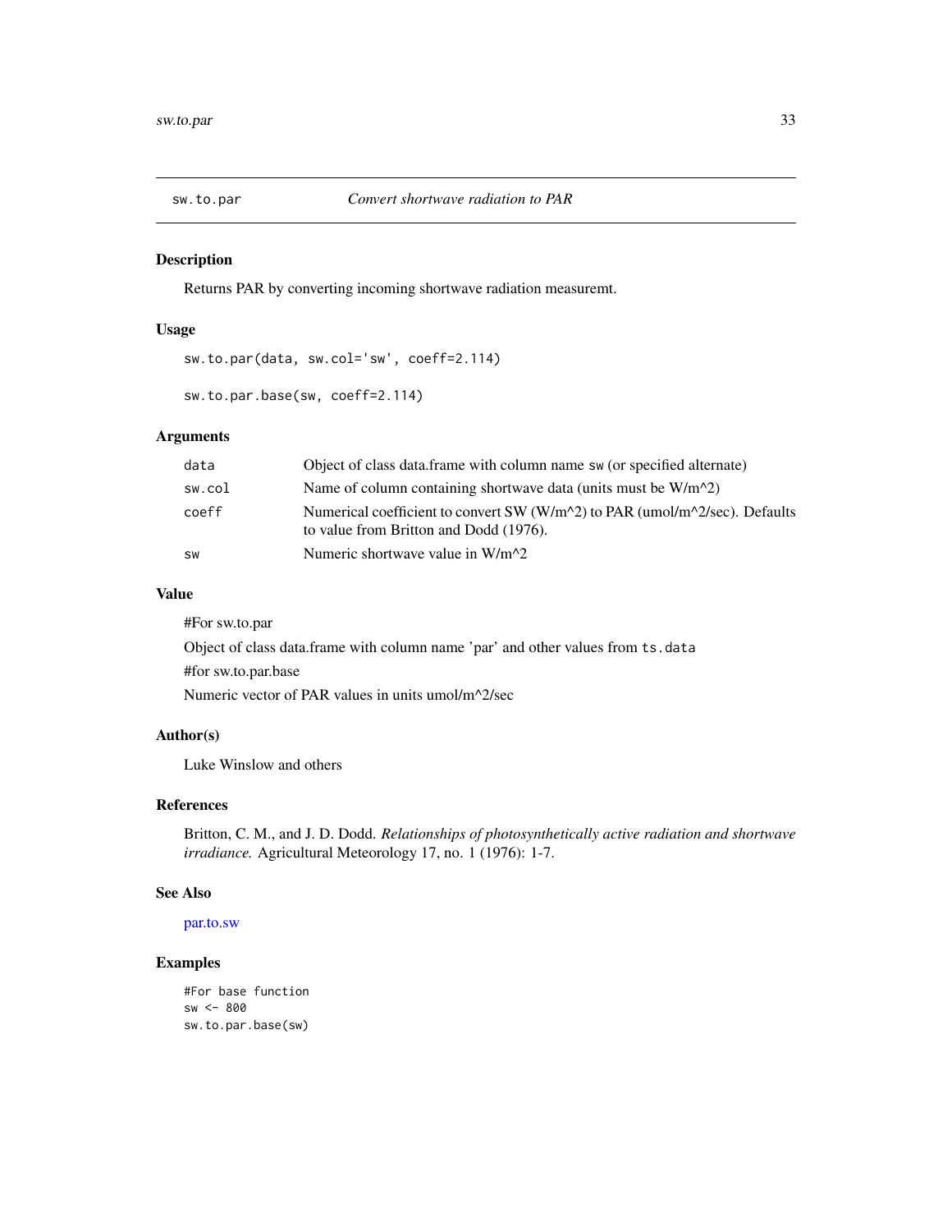sw.to.par | *Convert shortwave radiation to PAR*

## Description

Returns PAR by converting incoming shortwave radiation measuremt.

## Usage

```
sw.to.par(data, sw.col='sw', coeff=2.114)

sw.to.par.base(sw, coeff=2.114)
```

## Arguments

| | |
|---|---|
| data | Object of class data.frame with column name sw (or specified alternate) |
| sw.col | Name of column containing shortwave data (units must be W/m^2) |
| coeff | Numerical coefficient to convert SW (W/m^2) to PAR (umol/m^2/sec). Defaults to value from Britton and Dodd (1976). |
| sw | Numeric shortwave value in W/m^2 |

## Value

#For sw.to.par

Object of class data.frame with column name 'par' and other values from ts.data

#for sw.to.par.base

Numeric vector of PAR values in units umol/m^2/sec

## Author(s)

Luke Winslow and others

## References

Britton, C. M., and J. D. Dodd. *Relationships of photosynthetically active radiation and shortwave irradiance.* Agricultural Meteorology 17, no. 1 (1976): 1-7.

## See Also

par.to.sw

## Examples

```
#For base function
sw <- 800
sw.to.par.base(sw)
```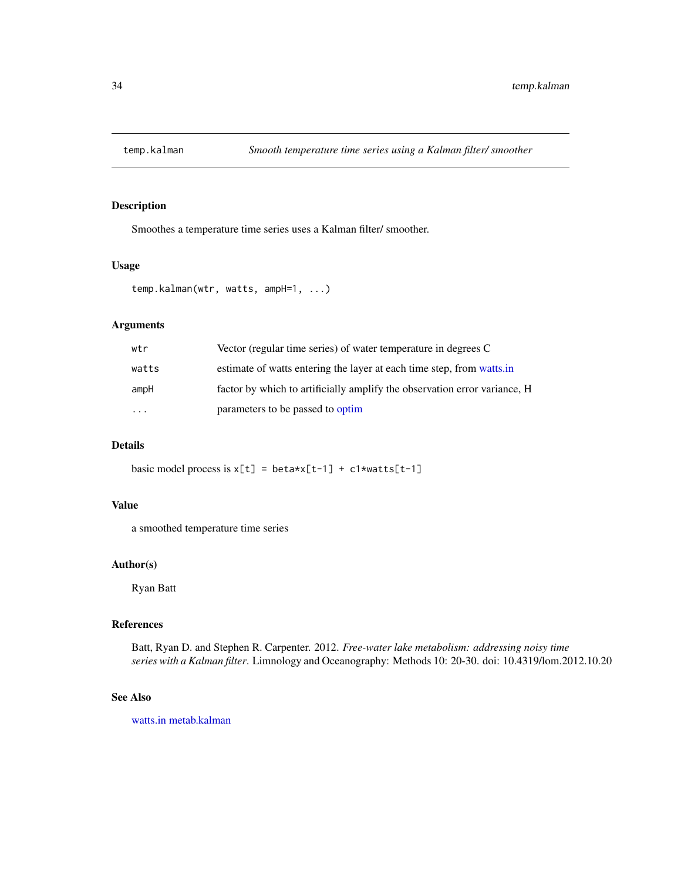# temp.kalman — *Smooth temperature time series using a Kalman filter/ smoother*

## Description

Smoothes a temperature time series uses a Kalman filter/ smoother.

## Usage

```
temp.kalman(wtr, watts, ampH=1, ...)
```

## Arguments

| | |
|---|---|
| `wtr` | Vector (regular time series) of water temperature in degrees C |
| `watts` | estimate of watts entering the layer at each time step, from watts.in |
| `ampH` | factor by which to artificially amplify the observation error variance, H |
| `...` | parameters to be passed to optim |

## Details

basic model process is `x[t] = beta*x[t-1] + c1*watts[t-1]`

## Value

a smoothed temperature time series

## Author(s)

Ryan Batt

## References

Batt, Ryan D. and Stephen R. Carpenter. 2012. *Free-water lake metabolism: addressing noisy time series with a Kalman filter*. Limnology and Oceanography: Methods 10: 20-30. doi: 10.4319/lom.2012.10.20

## See Also

watts.in metab.kalman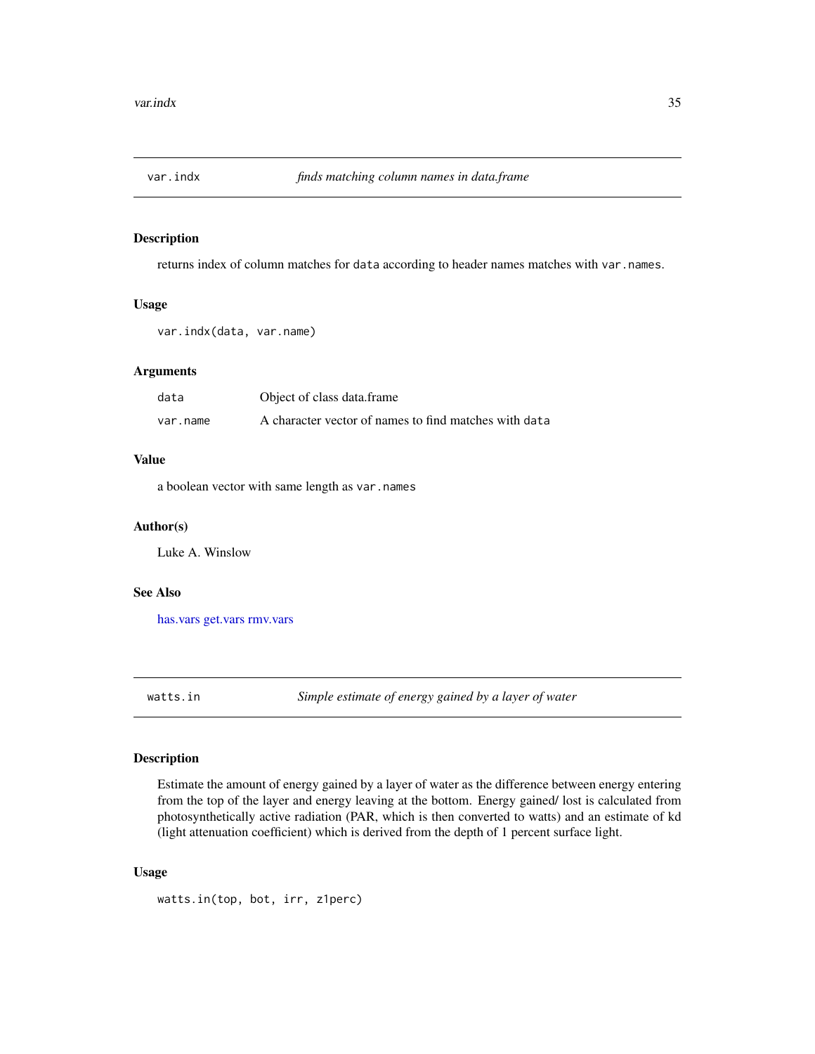## var.indx &nbsp;&nbsp;&nbsp; *finds matching column names in data.frame*

### Description

returns index of column matches for `data` according to header names matches with `var.names`.

### Usage

```
var.indx(data, var.name)
```

### Arguments

| | |
|---|---|
| `data` | Object of class data.frame |
| `var.name` | A character vector of names to find matches with `data` |

### Value

a boolean vector with same length as `var.names`

### Author(s)

Luke A. Winslow

### See Also

has.vars get.vars rmv.vars

## watts.in &nbsp;&nbsp;&nbsp; *Simple estimate of energy gained by a layer of water*

### Description

Estimate the amount of energy gained by a layer of water as the difference between energy entering from the top of the layer and energy leaving at the bottom. Energy gained/ lost is calculated from photosynthetically active radiation (PAR, which is then converted to watts) and an estimate of kd (light attenuation coefficient) which is derived from the depth of 1 percent surface light.

### Usage

```
watts.in(top, bot, irr, z1perc)
```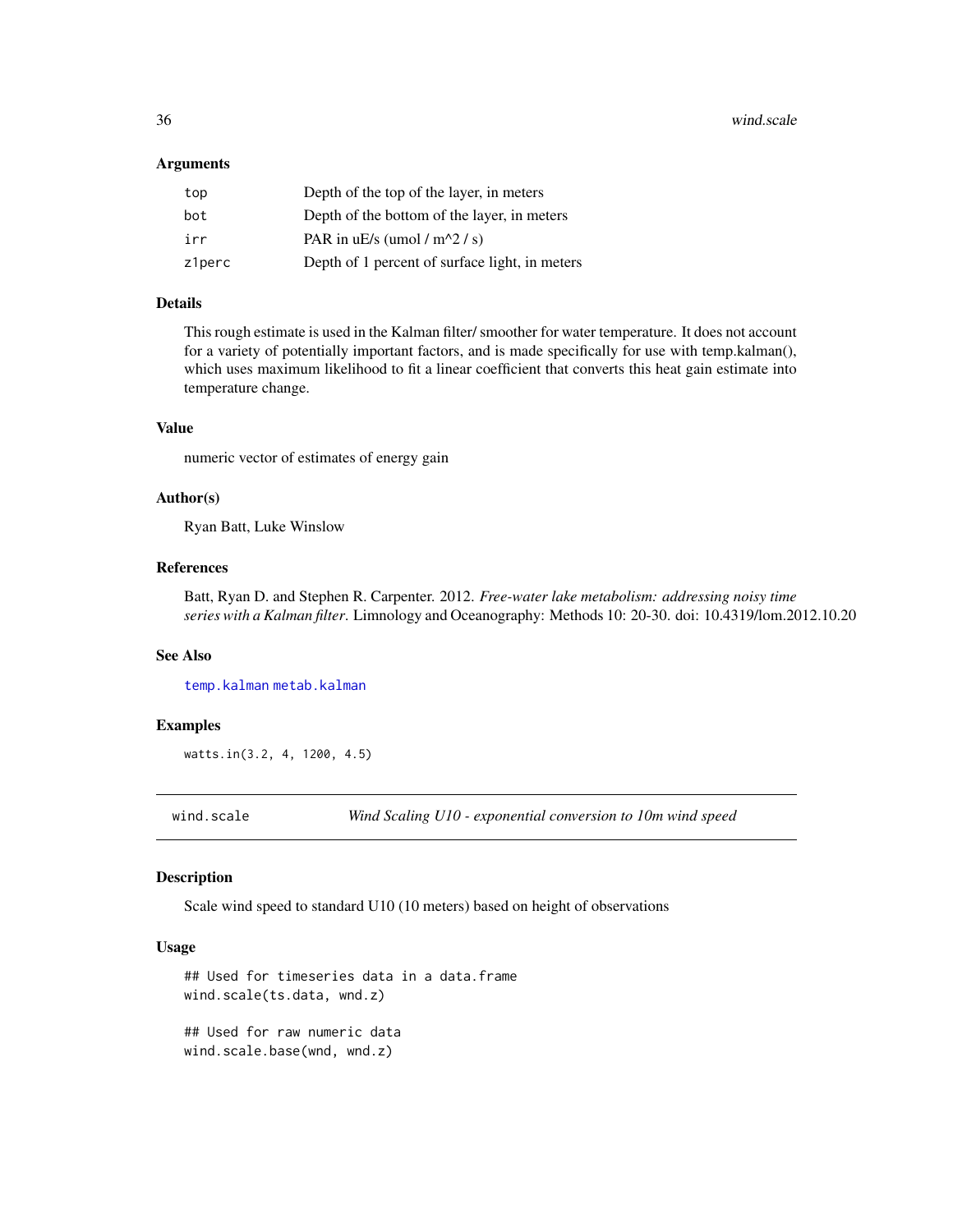### Arguments

| | |
|---|---|
| top | Depth of the top of the layer, in meters |
| bot | Depth of the bottom of the layer, in meters |
| irr | PAR in uE/s (umol / m^2 / s) |
| z1perc | Depth of 1 percent of surface light, in meters |

### Details

This rough estimate is used in the Kalman filter/ smoother for water temperature. It does not account for a variety of potentially important factors, and is made specifically for use with temp.kalman(), which uses maximum likelihood to fit a linear coefficient that converts this heat gain estimate into temperature change.

### Value

numeric vector of estimates of energy gain

### Author(s)

Ryan Batt, Luke Winslow

### References

Batt, Ryan D. and Stephen R. Carpenter. 2012. *Free-water lake metabolism: addressing noisy time series with a Kalman filter*. Limnology and Oceanography: Methods 10: 20-30. doi: 10.4319/lom.2012.10.20

### See Also

temp.kalman metab.kalman

### Examples

```
watts.in(3.2, 4, 1200, 4.5)
```

## wind.scale — *Wind Scaling U10 - exponential conversion to 10m wind speed*

### Description

Scale wind speed to standard U10 (10 meters) based on height of observations

### Usage

```
## Used for timeseries data in a data.frame
wind.scale(ts.data, wnd.z)

## Used for raw numeric data
wind.scale.base(wnd, wnd.z)
```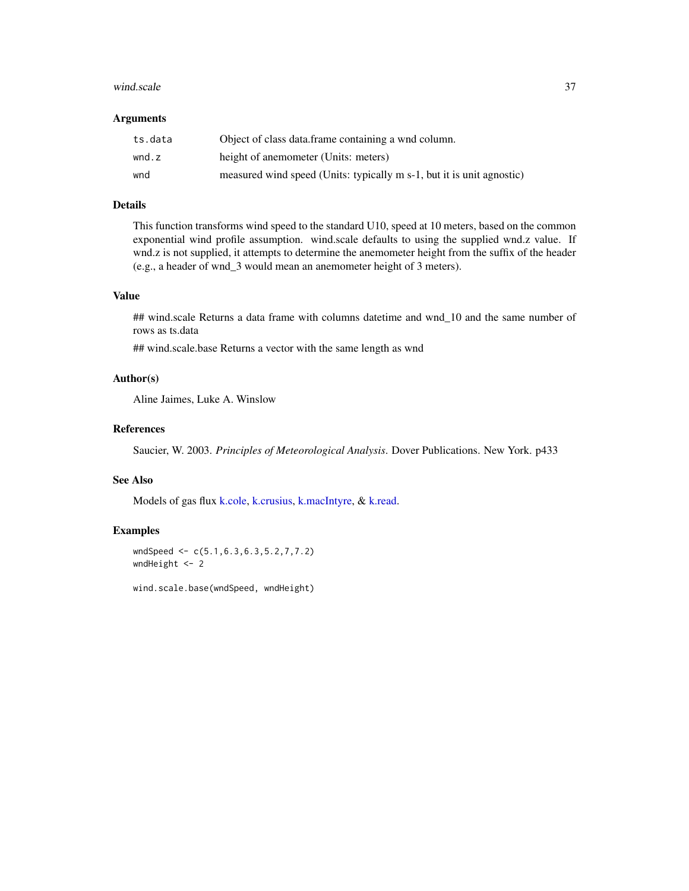### Arguments

| | |
|---|---|
| `ts.data` | Object of class data.frame containing a wnd column. |
| `wnd.z` | height of anemometer (Units: meters) |
| `wnd` | measured wind speed (Units: typically m s-1, but it is unit agnostic) |

### Details

This function transforms wind speed to the standard U10, speed at 10 meters, based on the common exponential wind profile assumption. wind.scale defaults to using the supplied wnd.z value. If wnd.z is not supplied, it attempts to determine the anemometer height from the suffix of the header (e.g., a header of wnd_3 would mean an anemometer height of 3 meters).

### Value

## wind.scale Returns a data frame with columns datetime and wnd_10 and the same number of rows as ts.data

## wind.scale.base Returns a vector with the same length as wnd

### Author(s)

Aline Jaimes, Luke A. Winslow

### References

Saucier, W. 2003. *Principles of Meteorological Analysis*. Dover Publications. New York. p433

### See Also

Models of gas flux k.cole, k.crusius, k.macIntyre, & k.read.

### Examples

```
wndSpeed <- c(5.1,6.3,6.3,5.2,7,7.2)
wndHeight <- 2

wind.scale.base(wndSpeed, wndHeight)
```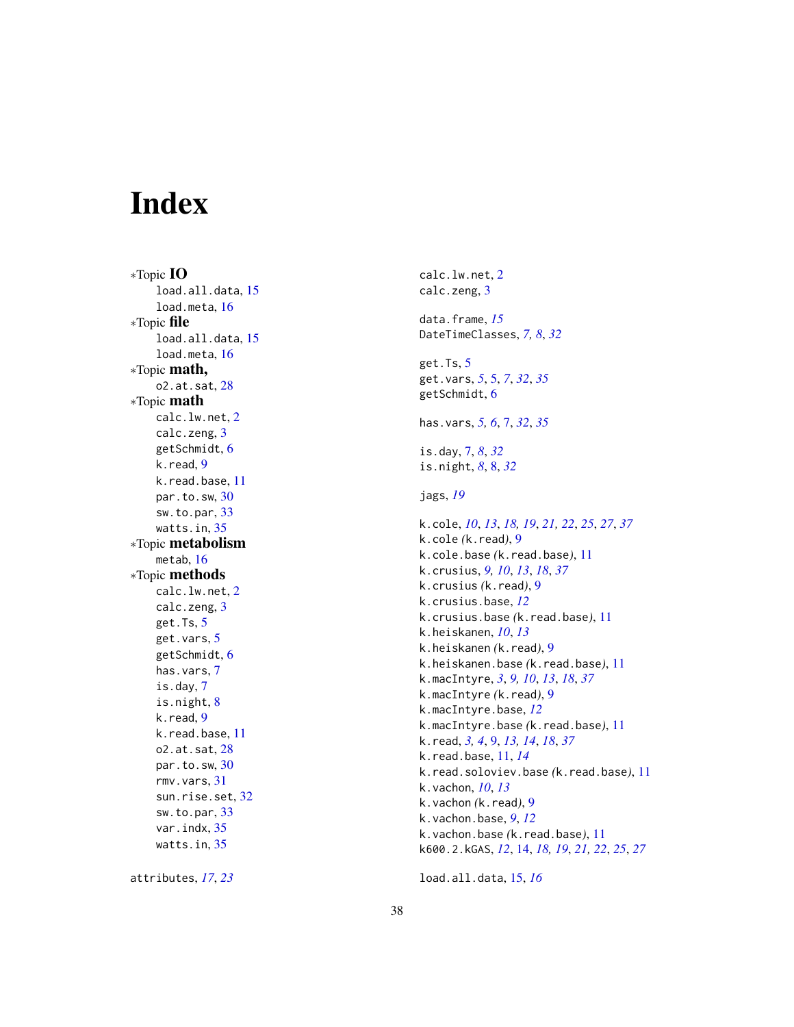# Index

∗Topic **IO**
- load.all.data, 15
- load.meta, 16

∗Topic **file**
- load.all.data, 15
- load.meta, 16

∗Topic **math,**
- o2.at.sat, 28

∗Topic **math**
- calc.lw.net, 2
- calc.zeng, 3
- getSchmidt, 6
- k.read, 9
- k.read.base, 11
- par.to.sw, 30
- sw.to.par, 33
- watts.in, 35

∗Topic **metabolism**
- metab, 16

∗Topic **methods**
- calc.lw.net, 2
- calc.zeng, 3
- get.Ts, 5
- get.vars, 5
- getSchmidt, 6
- has.vars, 7
- is.day, 7
- is.night, 8
- k.read, 9
- k.read.base, 11
- o2.at.sat, 28
- par.to.sw, 30
- rmv.vars, 31
- sun.rise.set, 32
- sw.to.par, 33
- var.indx, 35
- watts.in, 35

attributes, *17*, *23*

calc.lw.net, 2
calc.zeng, 3

data.frame, *15*
DateTimeClasses, *7, 8*, *32*

get.Ts, 5
get.vars, *5*, 5, *7*, *32*, *35*
getSchmidt, 6

has.vars, *5, 6*, 7, *32*, *35*

is.day, 7, *8*, *32*
is.night, *8*, 8, *32*

jags, *19*

k.cole, *10*, *13*, *18, 19*, *21, 22*, *25*, *27*, *37*
k.cole *(*k.read*)*, 9
k.cole.base *(*k.read.base*)*, 11
k.crusius, *9, 10*, *13*, *18*, *37*
k.crusius *(*k.read*)*, 9
k.crusius.base, *12*
k.crusius.base *(*k.read.base*)*, 11
k.heiskanen, *10*, *13*
k.heiskanen *(*k.read*)*, 9
k.heiskanen.base *(*k.read.base*)*, 11
k.macIntyre, *3*, *9, 10*, *13*, *18*, *37*
k.macIntyre *(*k.read*)*, 9
k.macIntyre.base, *12*
k.macIntyre.base *(*k.read.base*)*, 11
k.read, *3, 4*, 9, *13, 14*, *18*, *37*
k.read.base, 11, *14*
k.read.soloviev.base *(*k.read.base*)*, 11
k.vachon, *10*, *13*
k.vachon *(*k.read*)*, 9
k.vachon.base, *9*, *12*
k.vachon.base *(*k.read.base*)*, 11
k600.2.kGAS, *12*, 14, *18, 19*, *21, 22*, *25*, *27*

load.all.data, 15, *16*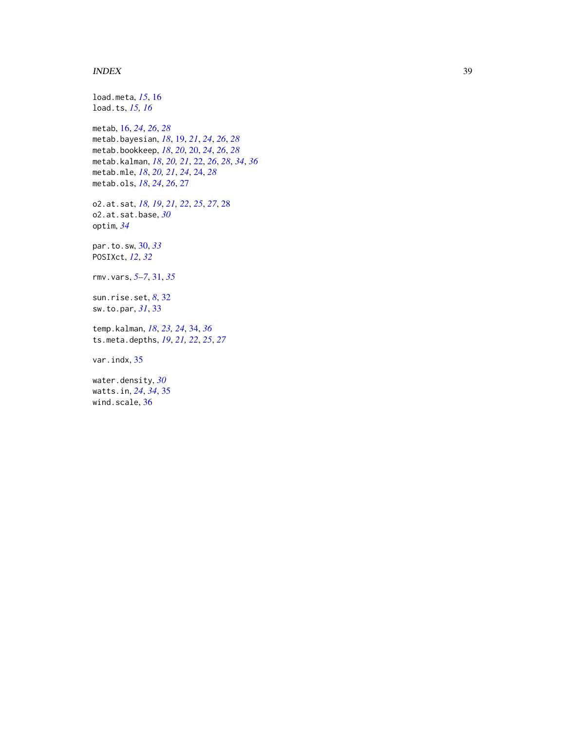load.meta, *15*, 16
load.ts, *15, 16*

metab, 16, *24*, *26*, *28*
metab.bayesian, *18*, 19, *21*, *24*, *26*, *28*
metab.bookkeep, *18*, *20*, 20, *24*, *26*, *28*
metab.kalman, *18*, *20, 21*, 22, *26*, *28*, *34*, *36*
metab.mle, *18*, *20, 21*, *24*, 24, *28*
metab.ols, *18*, *24*, *26*, 27

o2.at.sat, *18, 19*, *21, 22*, *25*, *27*, 28
o2.at.sat.base, *30*
optim, *34*

par.to.sw, 30, *33*
POSIXct, *12*, *32*

rmv.vars, *5–7*, 31, *35*

sun.rise.set, *8*, 32
sw.to.par, *31*, 33

temp.kalman, *18*, *23, 24*, 34, *36*
ts.meta.depths, *19*, *21, 22*, *25*, *27*

var.indx, 35

water.density, *30*
watts.in, *24*, *34*, 35
wind.scale, 36